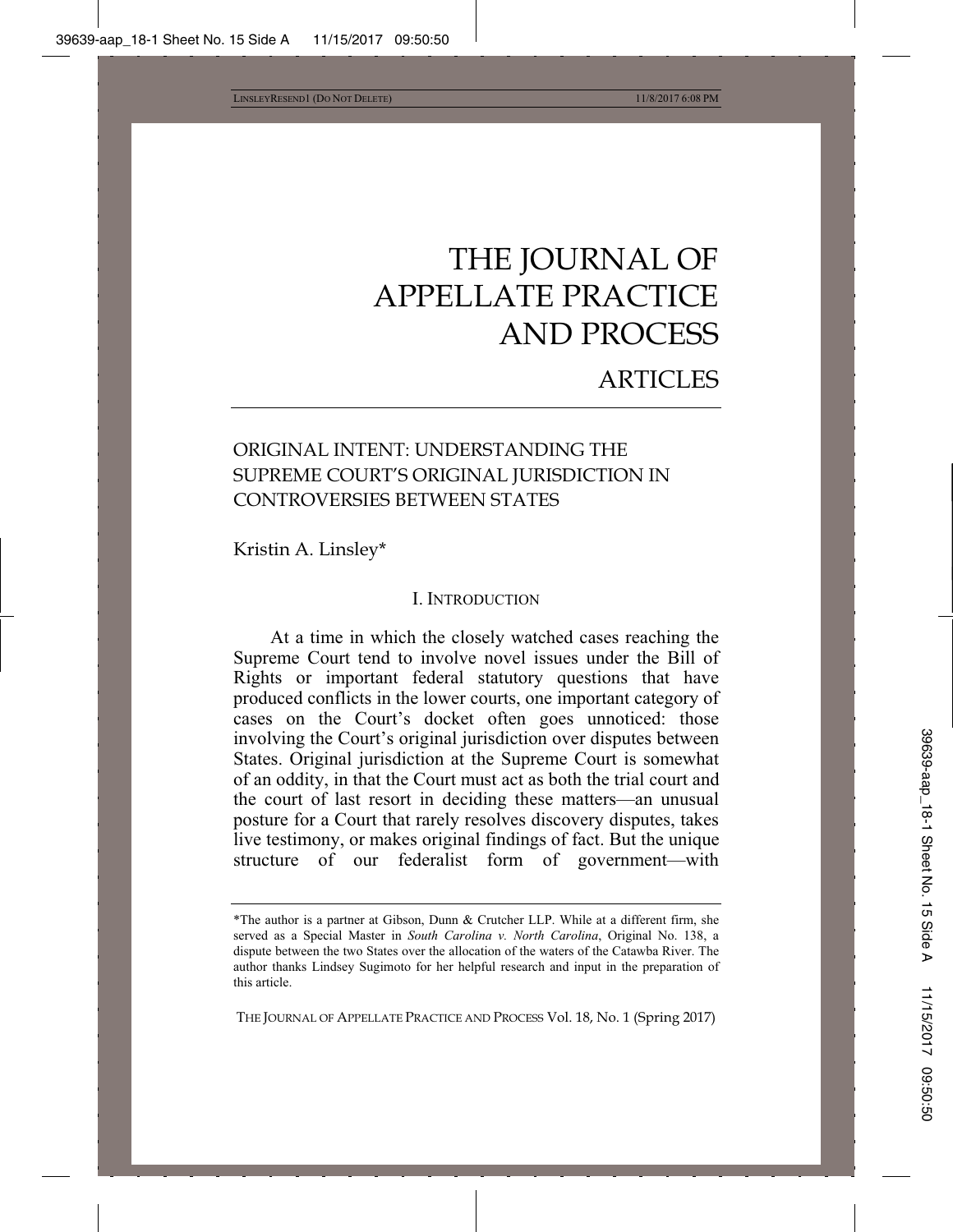# THE JOURNAL OF APPELLATE PRACTICE AND PROCESS

## ARTICLES

### ORIGINAL INTENT: UNDERSTANDING THE SUPREME COURT'S ORIGINAL JURISDICTION IN CONTROVERSIES BETWEEN STATES

Kristin A. Linsley*

#### I. INTRODUCTION

At a time in which the closely watched cases reaching the Supreme Court tend to involve novel issues under the Bill of Rights or important federal statutory questions that have produced conflicts in the lower courts, one important category of cases on the Court's docket often goes unnoticed: those involving the Court's original jurisdiction over disputes between States. Original jurisdiction at the Supreme Court is somewhat of an oddity, in that the Court must act as both the trial court and the court of last resort in deciding these matters—an unusual posture for a Court that rarely resolves discovery disputes, takes live testimony, or makes original findings of fact. But the unique structure of our federalist form of government—with

---

*The author is a partner at Gibson, Dunn & Crutcher LLP. While at a different firm, she served as a Special Master in *South Carolina v. North Carolina*, Original No. 138, a dispute between the two States over the allocation of the waters of the Catawba River. The author thanks Lindsey Sugimoto for her helpful research and input in the preparation of this article.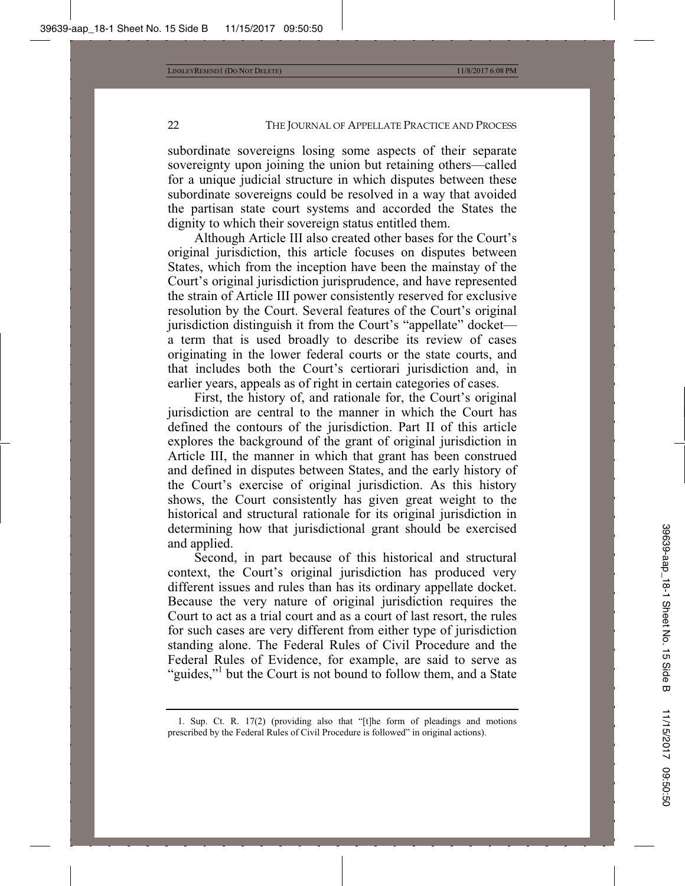subordinate sovereigns losing some aspects of their separate sovereignty upon joining the union but retaining others—called for a unique judicial structure in which disputes between these subordinate sovereigns could be resolved in a way that avoided the partisan state court systems and accorded the States the dignity to which their sovereign status entitled them.

Although Article III also created other bases for the Court's original jurisdiction, this article focuses on disputes between States, which from the inception have been the mainstay of the Court's original jurisdiction jurisprudence, and have represented the strain of Article III power consistently reserved for exclusive resolution by the Court. Several features of the Court's original jurisdiction distinguish it from the Court's "appellate" docket—a term that is used broadly to describe its review of cases originating in the lower federal courts or the state courts, and that includes both the Court's certiorari jurisdiction and, in earlier years, appeals as of right in certain categories of cases.

First, the history of, and rationale for, the Court's original jurisdiction are central to the manner in which the Court has defined the contours of the jurisdiction. Part II of this article explores the background of the grant of original jurisdiction in Article III, the manner in which that grant has been construed and defined in disputes between States, and the early history of the Court's exercise of original jurisdiction. As this history shows, the Court consistently has given great weight to the historical and structural rationale for its original jurisdiction in determining how that jurisdictional grant should be exercised and applied.

Second, in part because of this historical and structural context, the Court's original jurisdiction has produced very different issues and rules than has its ordinary appellate docket. Because the very nature of original jurisdiction requires the Court to act as a trial court and as a court of last resort, the rules for such cases are very different from either type of jurisdiction standing alone. The Federal Rules of Civil Procedure and the Federal Rules of Evidence, for example, are said to serve as "guides,"[1] but the Court is not bound to follow them, and a State

---

1. Sup. Ct. R. 17(2) (providing also that "[t]he form of pleadings and motions prescribed by the Federal Rules of Civil Procedure is followed" in original actions).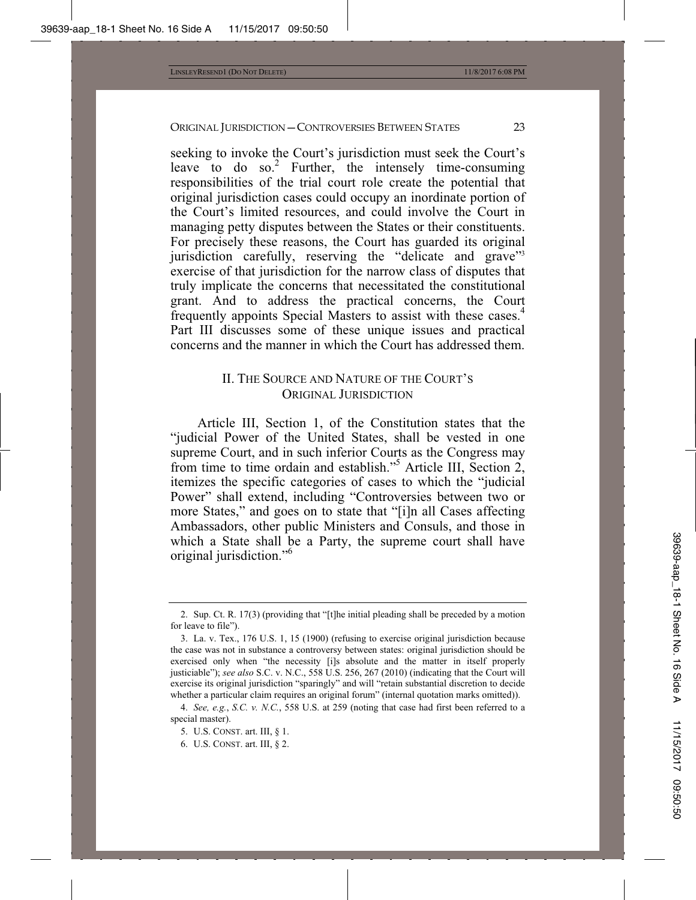seeking to invoke the Court's jurisdiction must seek the Court's leave to do so.[2] Further, the intensely time-consuming responsibilities of the trial court role create the potential that original jurisdiction cases could occupy an inordinate portion of the Court's limited resources, and could involve the Court in managing petty disputes between the States or their constituents. For precisely these reasons, the Court has guarded its original jurisdiction carefully, reserving the "delicate and grave"[3] exercise of that jurisdiction for the narrow class of disputes that truly implicate the concerns that necessitated the constitutional grant. And to address the practical concerns, the Court frequently appoints Special Masters to assist with these cases.[4] Part III discusses some of these unique issues and practical concerns and the manner in which the Court has addressed them.

## II. THE SOURCE AND NATURE OF THE COURT'S ORIGINAL JURISDICTION

Article III, Section 1, of the Constitution states that the "judicial Power of the United States, shall be vested in one supreme Court, and in such inferior Courts as the Congress may from time to time ordain and establish."[5] Article III, Section 2, itemizes the specific categories of cases to which the "judicial Power" shall extend, including "Controversies between two or more States," and goes on to state that "[i]n all Cases affecting Ambassadors, other public Ministers and Consuls, and those in which a State shall be a Party, the supreme court shall have original jurisdiction."[6]

---

2. Sup. Ct. R. 17(3) (providing that "[t]he initial pleading shall be preceded by a motion for leave to file").

3. La. v. Tex., 176 U.S. 1, 15 (1900) (refusing to exercise original jurisdiction because the case was not in substance a controversy between states: original jurisdiction should be exercised only when "the necessity [i]s absolute and the matter in itself properly justiciable"); *see also* S.C. v. N.C., 558 U.S. 256, 267 (2010) (indicating that the Court will exercise its original jurisdiction "sparingly" and will "retain substantial discretion to decide whether a particular claim requires an original forum" (internal quotation marks omitted)).

4. *See, e.g.*, *S.C. v. N.C.*, 558 U.S. at 259 (noting that case had first been referred to a special master).

5. U.S. CONST. art. III, § 1.

6. U.S. CONST. art. III, § 2.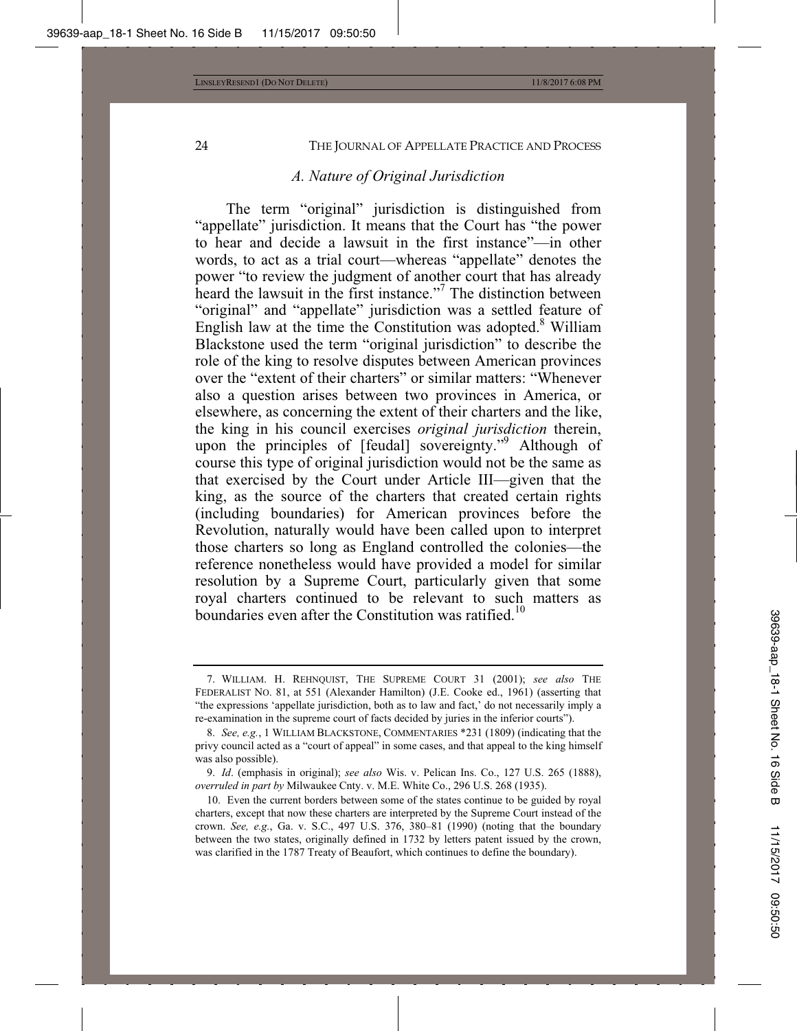### *A. Nature of Original Jurisdiction*

The term "original" jurisdiction is distinguished from "appellate" jurisdiction. It means that the Court has "the power to hear and decide a lawsuit in the first instance"—in other words, to act as a trial court—whereas "appellate" denotes the power "to review the judgment of another court that has already heard the lawsuit in the first instance."[7] The distinction between "original" and "appellate" jurisdiction was a settled feature of English law at the time the Constitution was adopted.[8] William Blackstone used the term "original jurisdiction" to describe the role of the king to resolve disputes between American provinces over the "extent of their charters" or similar matters: "Whenever also a question arises between two provinces in America, or elsewhere, as concerning the extent of their charters and the like, the king in his council exercises *original jurisdiction* therein, upon the principles of [feudal] sovereignty."[9] Although of course this type of original jurisdiction would not be the same as that exercised by the Court under Article III—given that the king, as the source of the charters that created certain rights (including boundaries) for American provinces before the Revolution, naturally would have been called upon to interpret those charters so long as England controlled the colonies—the reference nonetheless would have provided a model for similar resolution by a Supreme Court, particularly given that some royal charters continued to be relevant to such matters as boundaries even after the Constitution was ratified.[10]

---

7. WILLIAM. H. REHNQUIST, THE SUPREME COURT 31 (2001); *see also* THE FEDERALIST NO. 81, at 551 (Alexander Hamilton) (J.E. Cooke ed., 1961) (asserting that "the expressions 'appellate jurisdiction, both as to law and fact,' do not necessarily imply a re-examination in the supreme court of facts decided by juries in the inferior courts").

8. *See, e.g.*, 1 WILLIAM BLACKSTONE, COMMENTARIES *231 (1809) (indicating that the privy council acted as a "court of appeal" in some cases, and that appeal to the king himself was also possible).

9. *Id*. (emphasis in original); *see also* Wis. v. Pelican Ins. Co., 127 U.S. 265 (1888), *overruled in part by* Milwaukee Cnty. v. M.E. White Co., 296 U.S. 268 (1935).

10. Even the current borders between some of the states continue to be guided by royal charters, except that now these charters are interpreted by the Supreme Court instead of the crown. *See, e.g.*, Ga. v. S.C., 497 U.S. 376, 380–81 (1990) (noting that the boundary between the two states, originally defined in 1732 by letters patent issued by the crown, was clarified in the 1787 Treaty of Beaufort, which continues to define the boundary).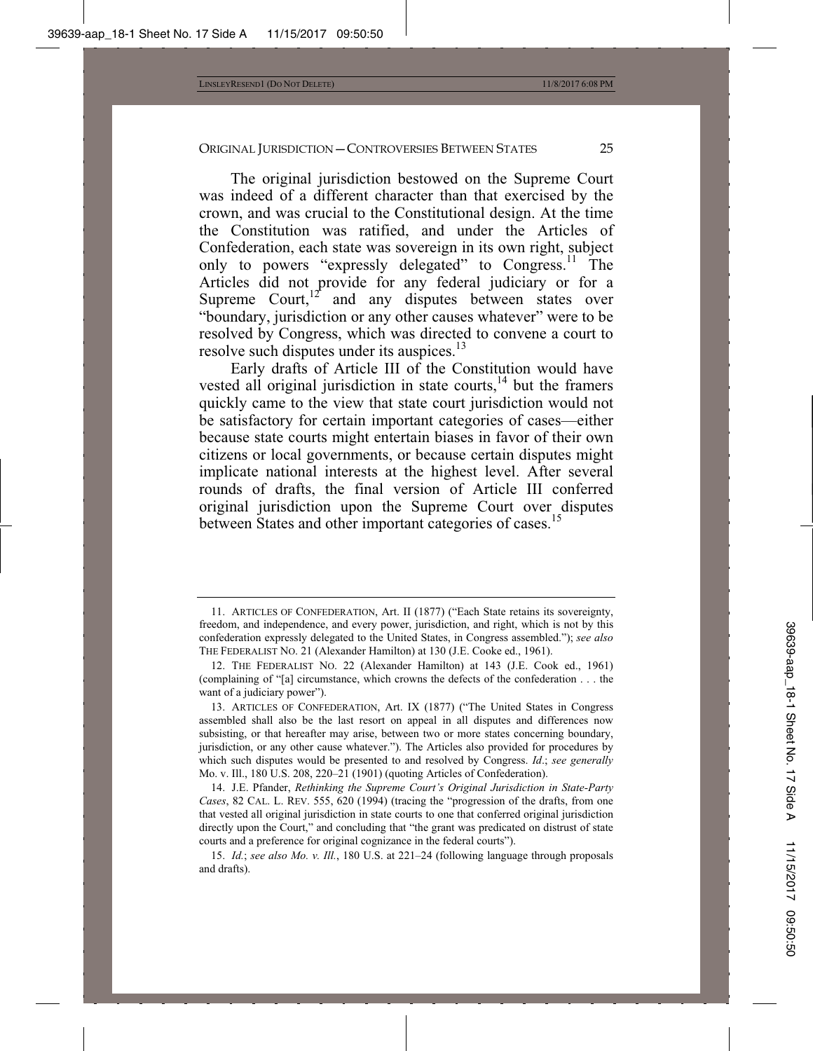The original jurisdiction bestowed on the Supreme Court was indeed of a different character than that exercised by the crown, and was crucial to the Constitutional design. At the time the Constitution was ratified, and under the Articles of Confederation, each state was sovereign in its own right, subject only to powers "expressly delegated" to Congress.[11] The Articles did not provide for any federal judiciary or for a Supreme Court,[12] and any disputes between states over "boundary, jurisdiction or any other causes whatever" were to be resolved by Congress, which was directed to convene a court to resolve such disputes under its auspices.[13]

Early drafts of Article III of the Constitution would have vested all original jurisdiction in state courts,[14] but the framers quickly came to the view that state court jurisdiction would not be satisfactory for certain important categories of cases—either because state courts might entertain biases in favor of their own citizens or local governments, or because certain disputes might implicate national interests at the highest level. After several rounds of drafts, the final version of Article III conferred original jurisdiction upon the Supreme Court over disputes between States and other important categories of cases.[15]

---

11. ARTICLES OF CONFEDERATION, Art. II (1877) ("Each State retains its sovereignty, freedom, and independence, and every power, jurisdiction, and right, which is not by this confederation expressly delegated to the United States, in Congress assembled."); *see also* THE FEDERALIST NO. 21 (Alexander Hamilton) at 130 (J.E. Cooke ed., 1961).

12. THE FEDERALIST NO. 22 (Alexander Hamilton) at 143 (J.E. Cook ed., 1961) (complaining of "[a] circumstance, which crowns the defects of the confederation . . . the want of a judiciary power").

13. ARTICLES OF CONFEDERATION, Art. IX (1877) ("The United States in Congress assembled shall also be the last resort on appeal in all disputes and differences now subsisting, or that hereafter may arise, between two or more states concerning boundary, jurisdiction, or any other cause whatever."). The Articles also provided for procedures by which such disputes would be presented to and resolved by Congress. *Id*.; *see generally* Mo. v. Ill., 180 U.S. 208, 220–21 (1901) (quoting Articles of Confederation).

14. J.E. Pfander, *Rethinking the Supreme Court's Original Jurisdiction in State-Party Cases*, 82 CAL. L. REV. 555, 620 (1994) (tracing the "progression of the drafts, from one that vested all original jurisdiction in state courts to one that conferred original jurisdiction directly upon the Court," and concluding that "the grant was predicated on distrust of state courts and a preference for original cognizance in the federal courts").

15. *Id.*; *see also Mo. v. Ill.*, 180 U.S. at 221–24 (following language through proposals and drafts).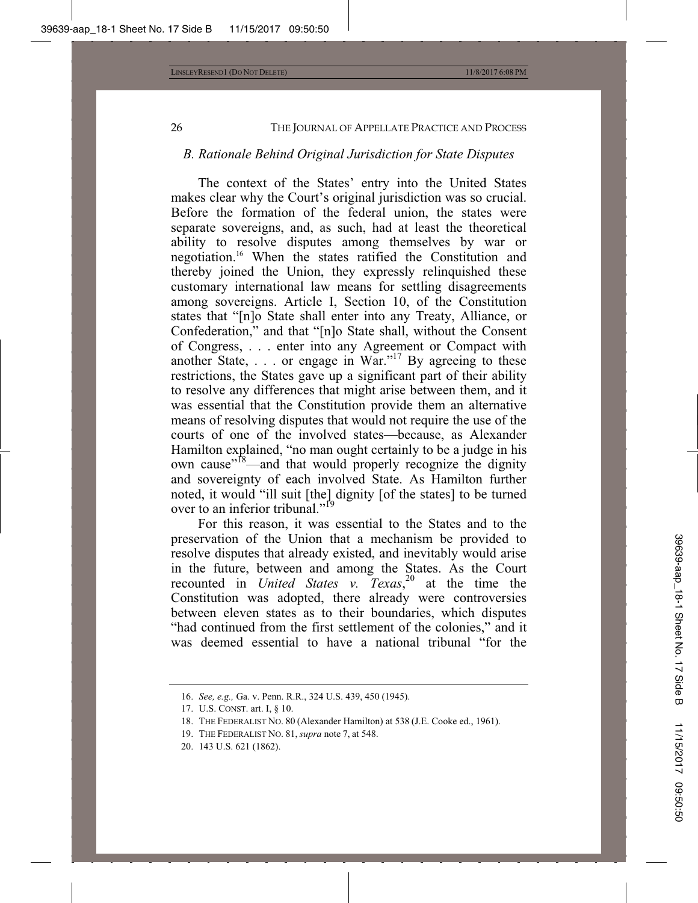### *B. Rationale Behind Original Jurisdiction for State Disputes*

The context of the States' entry into the United States makes clear why the Court's original jurisdiction was so crucial. Before the formation of the federal union, the states were separate sovereigns, and, as such, had at least the theoretical ability to resolve disputes among themselves by war or negotiation.[16] When the states ratified the Constitution and thereby joined the Union, they expressly relinquished these customary international law means for settling disagreements among sovereigns. Article I, Section 10, of the Constitution states that "[n]o State shall enter into any Treaty, Alliance, or Confederation," and that "[n]o State shall, without the Consent of Congress, . . . enter into any Agreement or Compact with another State, . . . or engage in War."[17] By agreeing to these restrictions, the States gave up a significant part of their ability to resolve any differences that might arise between them, and it was essential that the Constitution provide them an alternative means of resolving disputes that would not require the use of the courts of one of the involved states—because, as Alexander Hamilton explained, "no man ought certainly to be a judge in his own cause"[18]—and that would properly recognize the dignity and sovereignty of each involved State. As Hamilton further noted, it would "ill suit [the] dignity [of the states] to be turned over to an inferior tribunal."[19]

For this reason, it was essential to the States and to the preservation of the Union that a mechanism be provided to resolve disputes that already existed, and inevitably would arise in the future, between and among the States. As the Court recounted in *United States v. Texas*,[20] at the time the Constitution was adopted, there already were controversies between eleven states as to their boundaries, which disputes "had continued from the first settlement of the colonies," and it was deemed essential to have a national tribunal "for the

---

16. *See, e.g.,* Ga. v. Penn. R.R., 324 U.S. 439, 450 (1945).

17. U.S. CONST. art. I, § 10.

18. THE FEDERALIST NO. 80 (Alexander Hamilton) at 538 (J.E. Cooke ed., 1961).

19. THE FEDERALIST NO. 81, *supra* note 7, at 548.

20. 143 U.S. 621 (1862).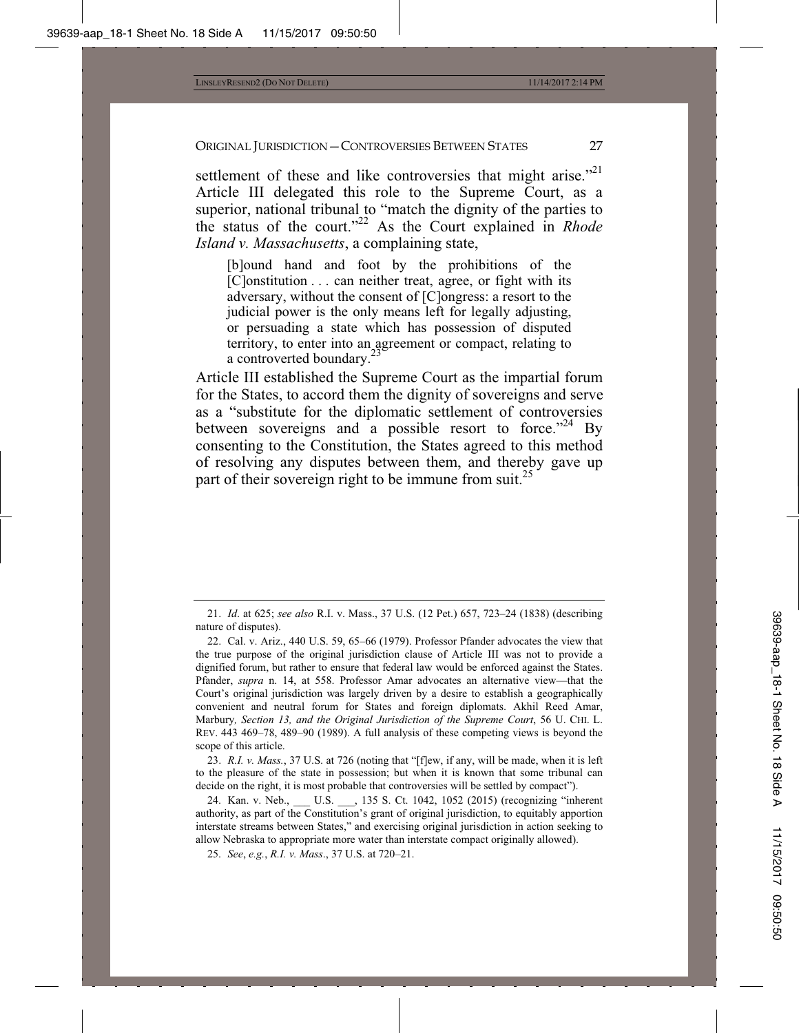settlement of these and like controversies that might arise."[21] Article III delegated this role to the Supreme Court, as a superior, national tribunal to "match the dignity of the parties to the status of the court."[22] As the Court explained in *Rhode Island v. Massachusetts*, a complaining state,

> [b]ound hand and foot by the prohibitions of the [C]onstitution . . . can neither treat, agree, or fight with its adversary, without the consent of [C]ongress: a resort to the judicial power is the only means left for legally adjusting, or persuading a state which has possession of disputed territory, to enter into an agreement or compact, relating to a controverted boundary.[23]

Article III established the Supreme Court as the impartial forum for the States, to accord them the dignity of sovereigns and serve as a "substitute for the diplomatic settlement of controversies between sovereigns and a possible resort to force."[24] By consenting to the Constitution, the States agreed to this method of resolving any disputes between them, and thereby gave up part of their sovereign right to be immune from suit.[25]

---

21. *Id.* at 625; *see also* R.I. v. Mass., 37 U.S. (12 Pet.) 657, 723–24 (1838) (describing nature of disputes).

22. Cal. v. Ariz., 440 U.S. 59, 65–66 (1979). Professor Pfander advocates the view that the true purpose of the original jurisdiction clause of Article III was not to provide a dignified forum, but rather to ensure that federal law would be enforced against the States. Pfander, *supra* n. 14, at 558. Professor Amar advocates an alternative view—that the Court's original jurisdiction was largely driven by a desire to establish a geographically convenient and neutral forum for States and foreign diplomats. Akhil Reed Amar, Marbury*, Section 13, and the Original Jurisdiction of the Supreme Court*, 56 U. CHI. L. REV. 443 469–78, 489–90 (1989). A full analysis of these competing views is beyond the scope of this article.

23. *R.I. v. Mass.*, 37 U.S. at 726 (noting that "[f]ew, if any, will be made, when it is left to the pleasure of the state in possession; but when it is known that some tribunal can decide on the right, it is most probable that controversies will be settled by compact").

24. Kan. v. Neb., ___ U.S. ___, 135 S. Ct. 1042, 1052 (2015) (recognizing "inherent authority, as part of the Constitution's grant of original jurisdiction, to equitably apportion interstate streams between States," and exercising original jurisdiction in action seeking to allow Nebraska to appropriate more water than interstate compact originally allowed).

25. *See*, *e.g.*, *R.I. v. Mass*., 37 U.S. at 720–21.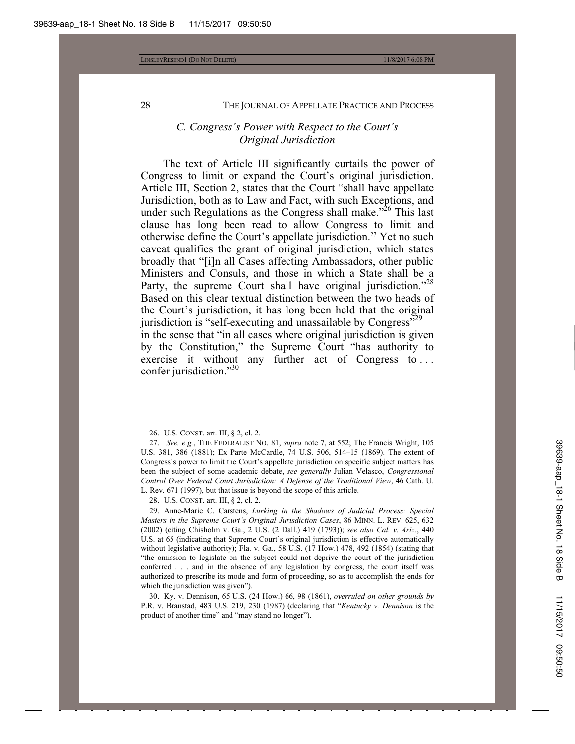### *C. Congress's Power with Respect to the Court's Original Jurisdiction*

The text of Article III significantly curtails the power of Congress to limit or expand the Court's original jurisdiction. Article III, Section 2, states that the Court "shall have appellate Jurisdiction, both as to Law and Fact, with such Exceptions, and under such Regulations as the Congress shall make."[26] This last clause has long been read to allow Congress to limit and otherwise define the Court's appellate jurisdiction.[27] Yet no such caveat qualifies the grant of original jurisdiction, which states broadly that "[i]n all Cases affecting Ambassadors, other public Ministers and Consuls, and those in which a State shall be a Party, the supreme Court shall have original jurisdiction."[28] Based on this clear textual distinction between the two heads of the Court's jurisdiction, it has long been held that the original jurisdiction is "self-executing and unassailable by Congress"[29]—in the sense that "in all cases where original jurisdiction is given by the Constitution," the Supreme Court "has authority to exercise it without any further act of Congress to . . . confer jurisdiction."[30]

---

26. U.S. CONST. art. III, § 2, cl. 2.

27. *See, e.g.*, THE FEDERALIST NO. 81, *supra* note 7, at 552; The Francis Wright, 105 U.S. 381, 386 (1881); Ex Parte McCardle, 74 U.S. 506, 514–15 (1869). The extent of Congress's power to limit the Court's appellate jurisdiction on specific subject matters has been the subject of some academic debate, *see generally* Julian Velasco, *Congressional Control Over Federal Court Jurisdiction: A Defense of the Traditional View*, 46 Cath. U. L. Rev. 671 (1997), but that issue is beyond the scope of this article.

28. U.S. CONST. art. III, § 2, cl. 2.

29. Anne-Marie C. Carstens, *Lurking in the Shadows of Judicial Process: Special Masters in the Supreme Court's Original Jurisdiction Cases*, 86 MINN. L. REV. 625, 632 (2002) (citing Chisholm v. Ga., 2 U.S. (2 Dall.) 419 (1793)); *see also Cal. v. Ariz.*, 440 U.S. at 65 (indicating that Supreme Court's original jurisdiction is effective automatically without legislative authority); Fla. v. Ga., 58 U.S. (17 How.) 478, 492 (1854) (stating that "the omission to legislate on the subject could not deprive the court of the jurisdiction conferred . . . and in the absence of any legislation by congress, the court itself was authorized to prescribe its mode and form of proceeding, so as to accomplish the ends for which the jurisdiction was given").

30. Ky. v. Dennison, 65 U.S. (24 How.) 66, 98 (1861), *overruled on other grounds by* P.R. v. Branstad, 483 U.S. 219, 230 (1987) (declaring that "*Kentucky v. Dennison* is the product of another time" and "may stand no longer").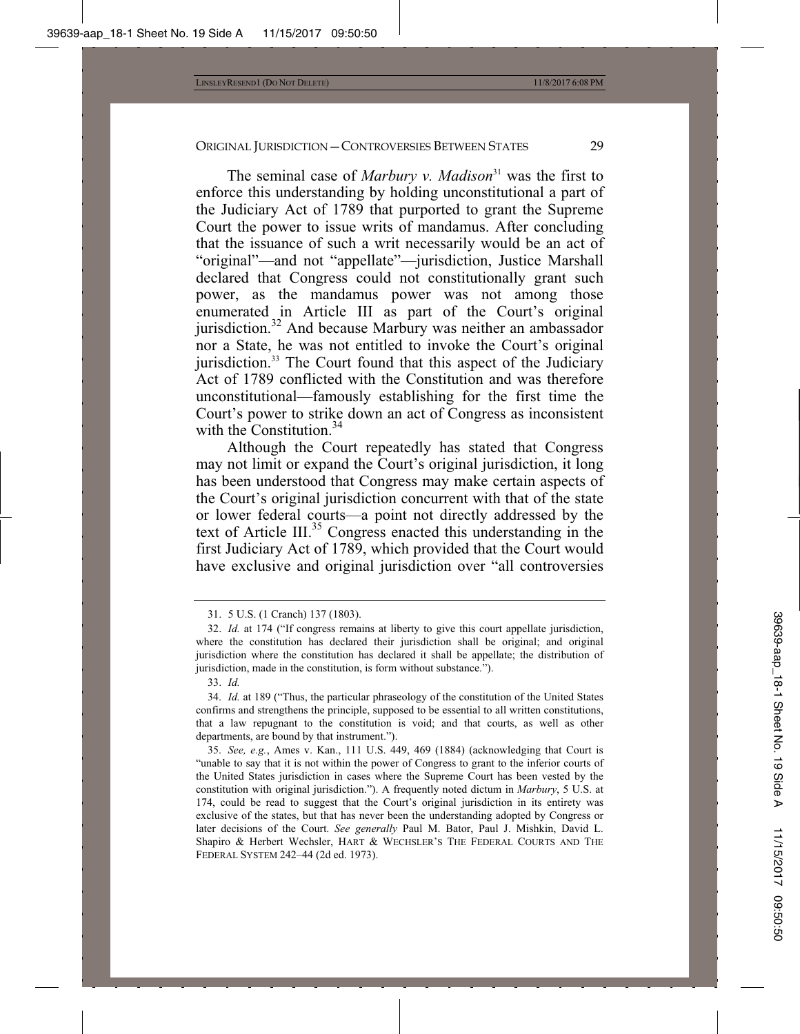The seminal case of *Marbury v. Madison*[31] was the first to enforce this understanding by holding unconstitutional a part of the Judiciary Act of 1789 that purported to grant the Supreme Court the power to issue writs of mandamus. After concluding that the issuance of such a writ necessarily would be an act of "original"—and not "appellate"—jurisdiction, Justice Marshall declared that Congress could not constitutionally grant such power, as the mandamus power was not among those enumerated in Article III as part of the Court's original jurisdiction.[32] And because Marbury was neither an ambassador nor a State, he was not entitled to invoke the Court's original jurisdiction.[33] The Court found that this aspect of the Judiciary Act of 1789 conflicted with the Constitution and was therefore unconstitutional—famously establishing for the first time the Court's power to strike down an act of Congress as inconsistent with the Constitution.[34]

Although the Court repeatedly has stated that Congress may not limit or expand the Court's original jurisdiction, it long has been understood that Congress may make certain aspects of the Court's original jurisdiction concurrent with that of the state or lower federal courts—a point not directly addressed by the text of Article III.[35] Congress enacted this understanding in the first Judiciary Act of 1789, which provided that the Court would have exclusive and original jurisdiction over "all controversies

---

31. 5 U.S. (1 Cranch) 137 (1803).

32. *Id.* at 174 ("If congress remains at liberty to give this court appellate jurisdiction, where the constitution has declared their jurisdiction shall be original; and original jurisdiction where the constitution has declared it shall be appellate; the distribution of jurisdiction, made in the constitution, is form without substance.").

33. *Id.*

34. *Id.* at 189 ("Thus, the particular phraseology of the constitution of the United States confirms and strengthens the principle, supposed to be essential to all written constitutions, that a law repugnant to the constitution is void; and that courts, as well as other departments, are bound by that instrument.").

35. *See, e.g.*, Ames v. Kan., 111 U.S. 449, 469 (1884) (acknowledging that Court is "unable to say that it is not within the power of Congress to grant to the inferior courts of the United States jurisdiction in cases where the Supreme Court has been vested by the constitution with original jurisdiction."). A frequently noted dictum in *Marbury*, 5 U.S. at 174, could be read to suggest that the Court's original jurisdiction in its entirety was exclusive of the states, but that has never been the understanding adopted by Congress or later decisions of the Court. *See generally* Paul M. Bator, Paul J. Mishkin, David L. Shapiro & Herbert Wechsler, HART & WECHSLER'S THE FEDERAL COURTS AND THE FEDERAL SYSTEM 242–44 (2d ed. 1973).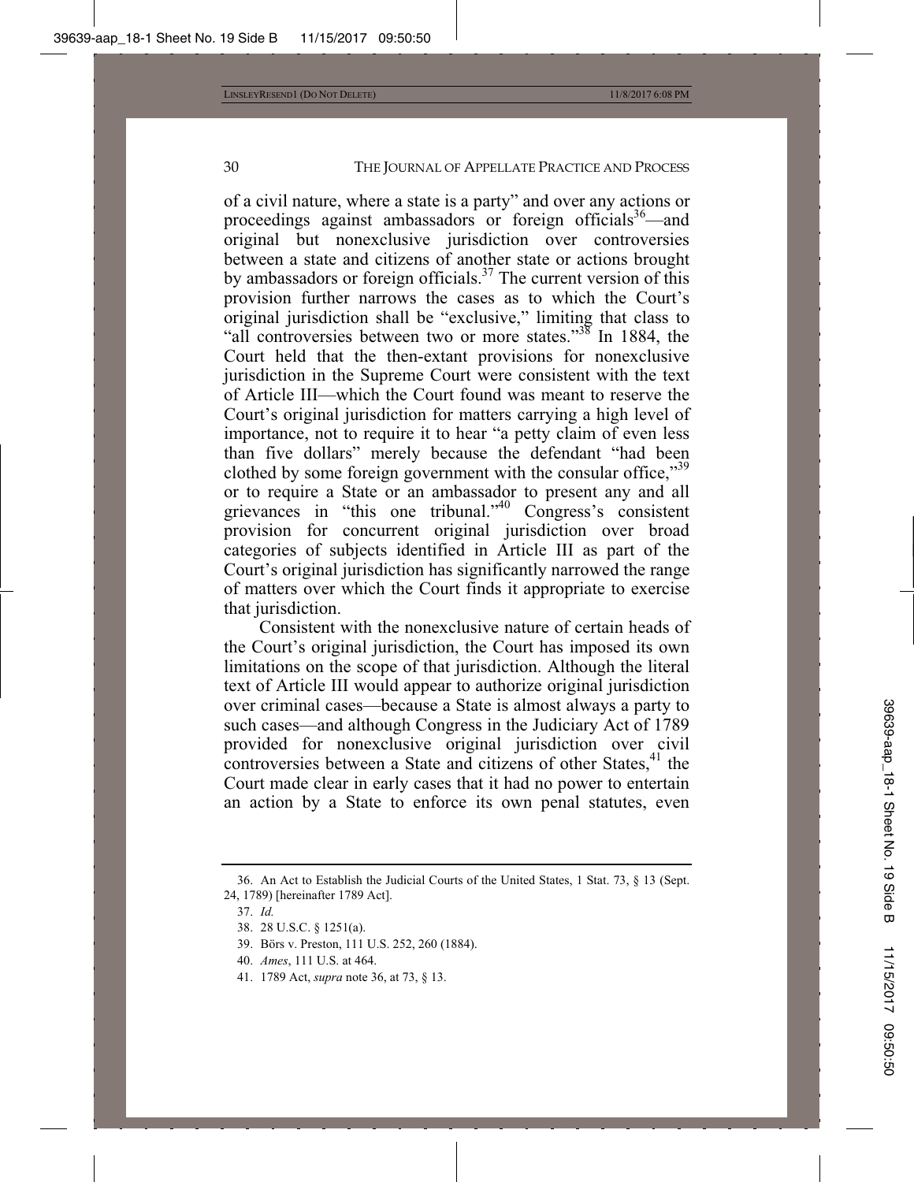of a civil nature, where a state is a party" and over any actions or proceedings against ambassadors or foreign officials[36]—and original but nonexclusive jurisdiction over controversies between a state and citizens of another state or actions brought by ambassadors or foreign officials.[37] The current version of this provision further narrows the cases as to which the Court's original jurisdiction shall be "exclusive," limiting that class to "all controversies between two or more states."[38] In 1884, the Court held that the then-extant provisions for nonexclusive jurisdiction in the Supreme Court were consistent with the text of Article III—which the Court found was meant to reserve the Court's original jurisdiction for matters carrying a high level of importance, not to require it to hear "a petty claim of even less than five dollars" merely because the defendant "had been clothed by some foreign government with the consular office,"[39] or to require a State or an ambassador to present any and all grievances in "this one tribunal."[40] Congress's consistent provision for concurrent original jurisdiction over broad categories of subjects identified in Article III as part of the Court's original jurisdiction has significantly narrowed the range of matters over which the Court finds it appropriate to exercise that jurisdiction.

Consistent with the nonexclusive nature of certain heads of the Court's original jurisdiction, the Court has imposed its own limitations on the scope of that jurisdiction. Although the literal text of Article III would appear to authorize original jurisdiction over criminal cases—because a State is almost always a party to such cases—and although Congress in the Judiciary Act of 1789 provided for nonexclusive original jurisdiction over civil controversies between a State and citizens of other States,[41] the Court made clear in early cases that it had no power to entertain an action by a State to enforce its own penal statutes, even

---

36. An Act to Establish the Judicial Courts of the United States, 1 Stat. 73, § 13 (Sept. 24, 1789) [hereinafter 1789 Act].

37. *Id.*

38. 28 U.S.C. § 1251(a).

39. Börs v. Preston, 111 U.S. 252, 260 (1884).

40. *Ames*, 111 U.S. at 464.

41. 1789 Act, *supra* note 36, at 73, § 13.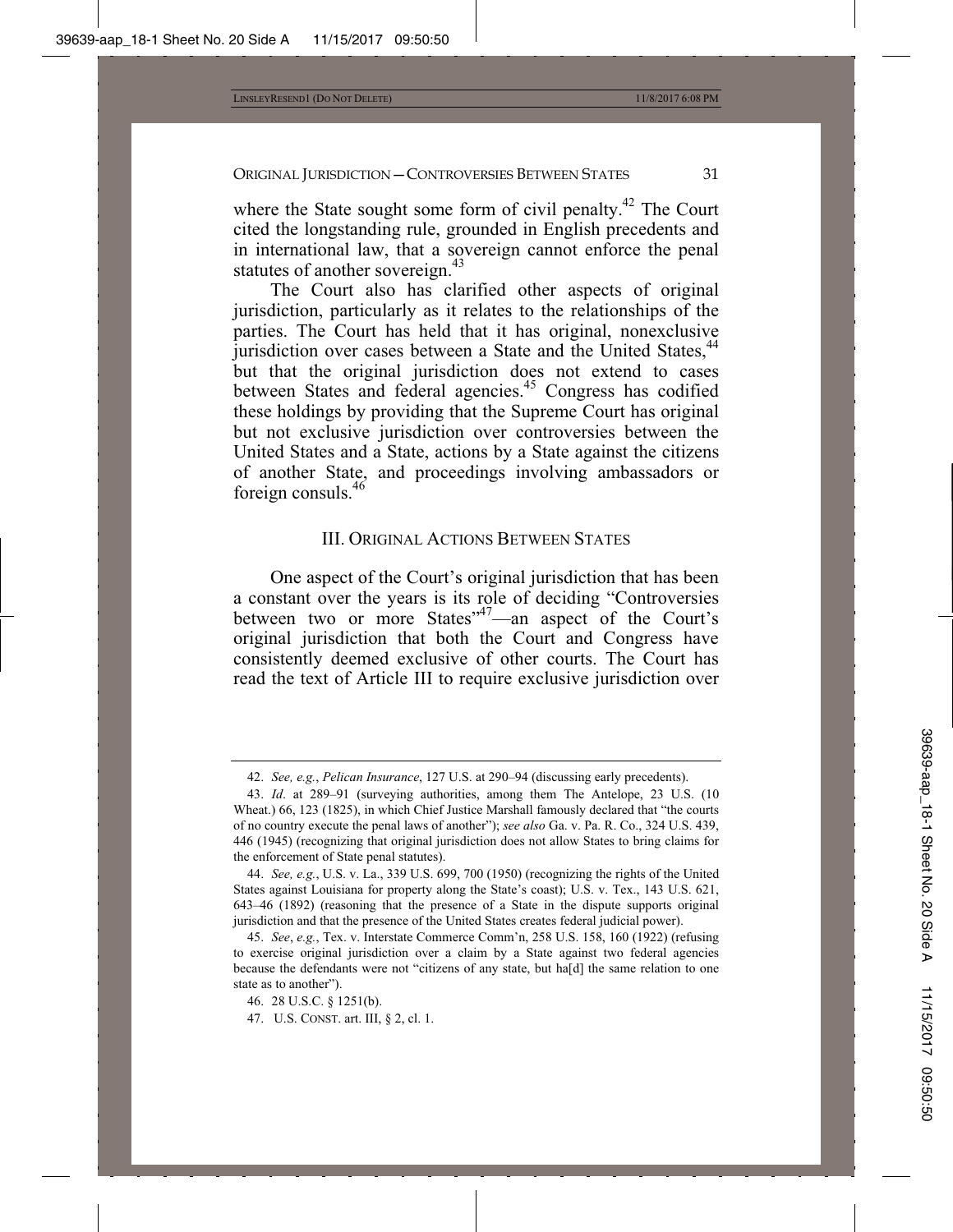where the State sought some form of civil penalty.[42] The Court cited the longstanding rule, grounded in English precedents and in international law, that a sovereign cannot enforce the penal statutes of another sovereign.[43]

The Court also has clarified other aspects of original jurisdiction, particularly as it relates to the relationships of the parties. The Court has held that it has original, nonexclusive jurisdiction over cases between a State and the United States,[44] but that the original jurisdiction does not extend to cases between States and federal agencies.[45] Congress has codified these holdings by providing that the Supreme Court has original but not exclusive jurisdiction over controversies between the United States and a State, actions by a State against the citizens of another State, and proceedings involving ambassadors or foreign consuls.[46]

## III. ORIGINAL ACTIONS BETWEEN STATES

One aspect of the Court's original jurisdiction that has been a constant over the years is its role of deciding "Controversies between two or more States"[47]—an aspect of the Court's original jurisdiction that both the Court and Congress have consistently deemed exclusive of other courts. The Court has read the text of Article III to require exclusive jurisdiction over

---

42. *See, e.g.*, *Pelican Insurance*, 127 U.S. at 290–94 (discussing early precedents).

43. *Id.* at 289–91 (surveying authorities, among them The Antelope, 23 U.S. (10 Wheat.) 66, 123 (1825), in which Chief Justice Marshall famously declared that "the courts of no country execute the penal laws of another"); *see also* Ga. v. Pa. R. Co., 324 U.S. 439, 446 (1945) (recognizing that original jurisdiction does not allow States to bring claims for the enforcement of State penal statutes).

44. *See, e.g.*, U.S. v. La., 339 U.S. 699, 700 (1950) (recognizing the rights of the United States against Louisiana for property along the State's coast); U.S. v. Tex., 143 U.S. 621, 643–46 (1892) (reasoning that the presence of a State in the dispute supports original jurisdiction and that the presence of the United States creates federal judicial power).

45. *See*, *e.g.*, Tex. v. Interstate Commerce Comm'n, 258 U.S. 158, 160 (1922) (refusing to exercise original jurisdiction over a claim by a State against two federal agencies because the defendants were not "citizens of any state, but ha[d] the same relation to one state as to another").

46. 28 U.S.C. § 1251(b).

47. U.S. CONST. art. III, § 2, cl. 1.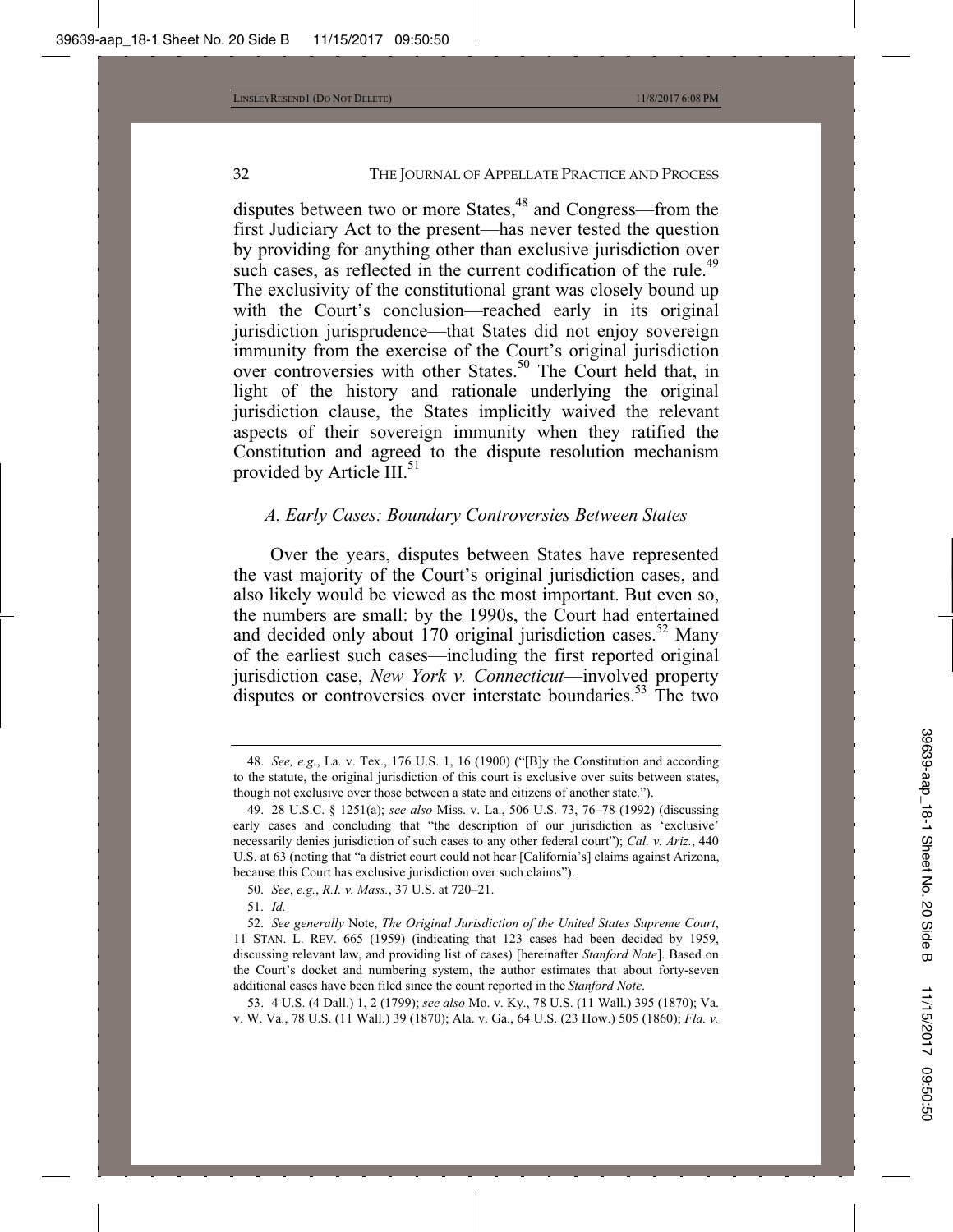disputes between two or more States,[48] and Congress—from the first Judiciary Act to the present—has never tested the question by providing for anything other than exclusive jurisdiction over such cases, as reflected in the current codification of the rule.[49] The exclusivity of the constitutional grant was closely bound up with the Court's conclusion—reached early in its original jurisdiction jurisprudence—that States did not enjoy sovereign immunity from the exercise of the Court's original jurisdiction over controversies with other States.[50] The Court held that, in light of the history and rationale underlying the original jurisdiction clause, the States implicitly waived the relevant aspects of their sovereign immunity when they ratified the Constitution and agreed to the dispute resolution mechanism provided by Article III.[51]

### *A. Early Cases: Boundary Controversies Between States*

Over the years, disputes between States have represented the vast majority of the Court's original jurisdiction cases, and also likely would be viewed as the most important. But even so, the numbers are small: by the 1990s, the Court had entertained and decided only about 170 original jurisdiction cases.[52] Many of the earliest such cases—including the first reported original jurisdiction case, *New York v. Connecticut*—involved property disputes or controversies over interstate boundaries.[53] The two

---

48. *See, e.g.*, La. v. Tex., 176 U.S. 1, 16 (1900) ("[B]y the Constitution and according to the statute, the original jurisdiction of this court is exclusive over suits between states, though not exclusive over those between a state and citizens of another state.").

49. 28 U.S.C. § 1251(a); *see also* Miss. v. La., 506 U.S. 73, 76–78 (1992) (discussing early cases and concluding that "the description of our jurisdiction as 'exclusive' necessarily denies jurisdiction of such cases to any other federal court"); *Cal. v. Ariz.*, 440 U.S. at 63 (noting that "a district court could not hear [California's] claims against Arizona, because this Court has exclusive jurisdiction over such claims").

50. *See*, *e.g.*, *R.I. v. Mass.*, 37 U.S. at 720–21.

51. *Id.*

52. *See generally* Note, *The Original Jurisdiction of the United States Supreme Court*, 11 STAN. L. REV. 665 (1959) (indicating that 123 cases had been decided by 1959, discussing relevant law, and providing list of cases) [hereinafter *Stanford Note*]. Based on the Court's docket and numbering system, the author estimates that about forty-seven additional cases have been filed since the count reported in the *Stanford Note*.

53. 4 U.S. (4 Dall.) 1, 2 (1799); *see also* Mo. v. Ky., 78 U.S. (11 Wall.) 395 (1870); Va. v. W. Va., 78 U.S. (11 Wall.) 39 (1870); Ala. v. Ga., 64 U.S. (23 How.) 505 (1860); *Fla. v.*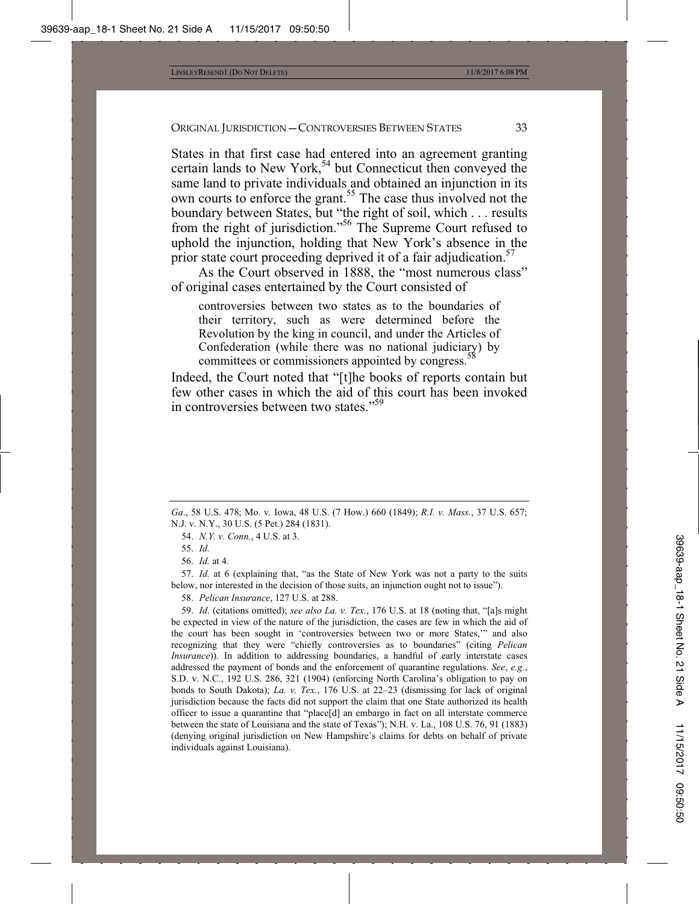States in that first case had entered into an agreement granting certain lands to New York,[54] but Connecticut then conveyed the same land to private individuals and obtained an injunction in its own courts to enforce the grant.[55] The case thus involved not the boundary between States, but "the right of soil, which . . . results from the right of jurisdiction."[56] The Supreme Court refused to uphold the injunction, holding that New York's absence in the prior state court proceeding deprived it of a fair adjudication.[57]

As the Court observed in 1888, the "most numerous class" of original cases entertained by the Court consisted of

> controversies between two states as to the boundaries of their territory, such as were determined before the Revolution by the king in council, and under the Articles of Confederation (while there was no national judiciary) by committees or commissioners appointed by congress.[58]

Indeed, the Court noted that "[t]he books of reports contain but few other cases in which the aid of this court has been invoked in controversies between two states."[59]

---

*Ga.*, 58 U.S. 478; Mo. v. Iowa, 48 U.S. (7 How.) 660 (1849); *R.I. v. Mass.*, 37 U.S. 657; N.J. v. N.Y., 30 U.S. (5 Pet.) 284 (1831).

54. *N.Y. v. Conn.*, 4 U.S. at 3.

55. *Id.*

56. *Id.* at 4.

57. *Id.* at 6 (explaining that, "as the State of New York was not a party to the suits below, nor interested in the decision of those suits, an injunction ought not to issue").

58. *Pelican Insurance*, 127 U.S. at 288.

59. *Id*. (citations omitted); *see also La. v. Tex.*, 176 U.S. at 18 (noting that, "[a]s might be expected in view of the nature of the jurisdiction, the cases are few in which the aid of the court has been sought in 'controversies between two or more States,'" and also recognizing that they were "chiefly controversies as to boundaries" (citing *Pelican Insurance*)). In addition to addressing boundaries, a handful of early interstate cases addressed the payment of bonds and the enforcement of quarantine regulations. *See*, *e.g.*, S.D. v. N.C., 192 U.S. 286, 321 (1904) (enforcing North Carolina's obligation to pay on bonds to South Dakota); *La. v. Tex.*, 176 U.S. at 22–23 (dismissing for lack of original jurisdiction because the facts did not support the claim that one State authorized its health officer to issue a quarantine that "place[d] an embargo in fact on all interstate commerce between the state of Louisiana and the state of Texas"); N.H. v. La., 108 U.S. 76, 91 (1883) (denying original jurisdiction on New Hampshire's claims for debts on behalf of private individuals against Louisiana).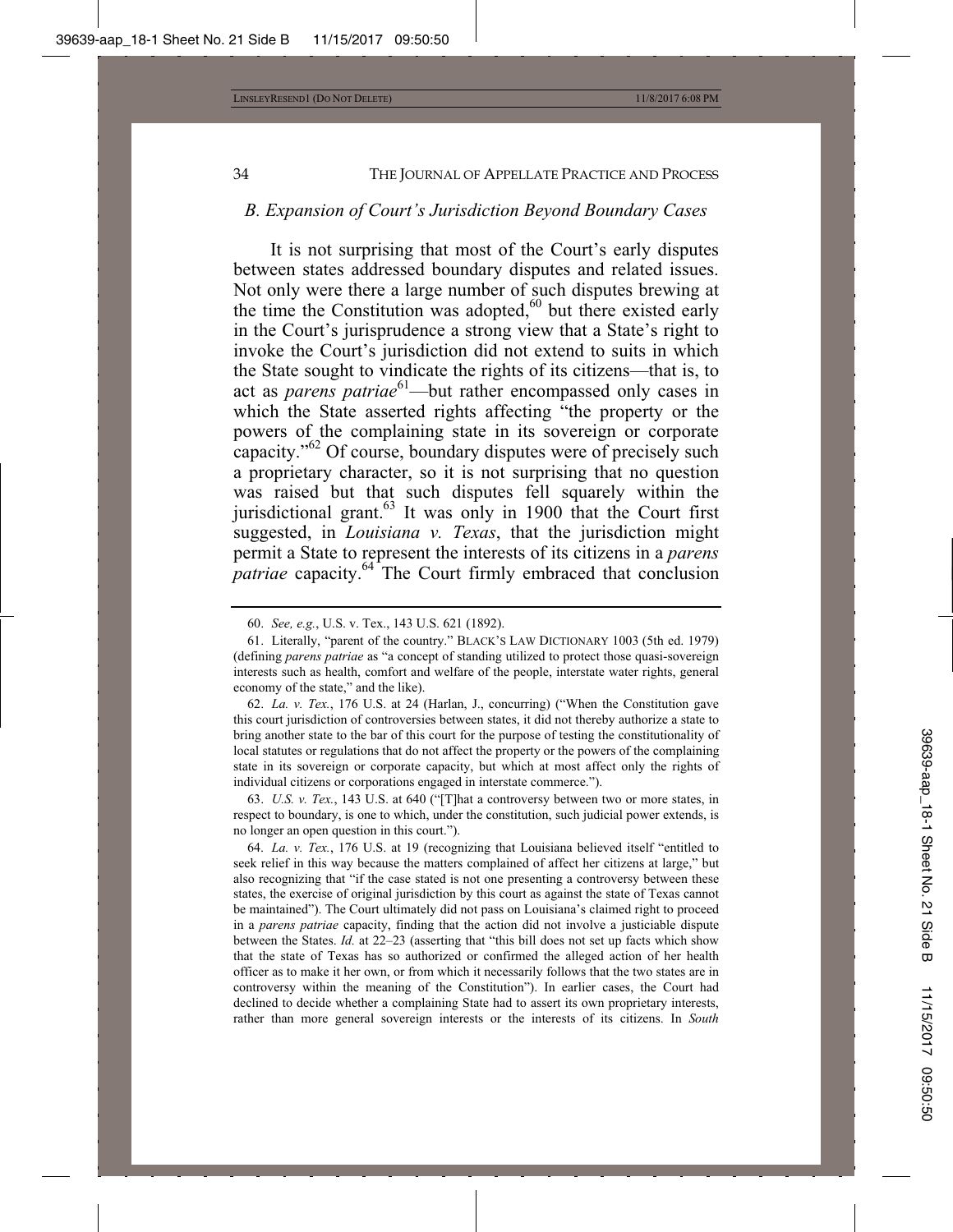### *B. Expansion of Court's Jurisdiction Beyond Boundary Cases*

It is not surprising that most of the Court's early disputes between states addressed boundary disputes and related issues. Not only were there a large number of such disputes brewing at the time the Constitution was adopted,[60] but there existed early in the Court's jurisprudence a strong view that a State's right to invoke the Court's jurisdiction did not extend to suits in which the State sought to vindicate the rights of its citizens—that is, to act as *parens patriae*[61]—but rather encompassed only cases in which the State asserted rights affecting "the property or the powers of the complaining state in its sovereign or corporate capacity."[62] Of course, boundary disputes were of precisely such a proprietary character, so it is not surprising that no question was raised but that such disputes fell squarely within the jurisdictional grant.[63] It was only in 1900 that the Court first suggested, in *Louisiana v. Texas*, that the jurisdiction might permit a State to represent the interests of its citizens in a *parens patriae* capacity.[64] The Court firmly embraced that conclusion

---

60. *See, e.g.*, U.S. v. Tex., 143 U.S. 621 (1892).

61. Literally, "parent of the country." BLACK'S LAW DICTIONARY 1003 (5th ed. 1979) (defining *parens patriae* as "a concept of standing utilized to protect those quasi-sovereign interests such as health, comfort and welfare of the people, interstate water rights, general economy of the state," and the like).

62. *La. v. Tex.*, 176 U.S. at 24 (Harlan, J., concurring) ("When the Constitution gave this court jurisdiction of controversies between states, it did not thereby authorize a state to bring another state to the bar of this court for the purpose of testing the constitutionality of local statutes or regulations that do not affect the property or the powers of the complaining state in its sovereign or corporate capacity, but which at most affect only the rights of individual citizens or corporations engaged in interstate commerce.").

63. *U.S. v. Tex.*, 143 U.S. at 640 ("[T]hat a controversy between two or more states, in respect to boundary, is one to which, under the constitution, such judicial power extends, is no longer an open question in this court.").

64. *La. v. Tex.*, 176 U.S. at 19 (recognizing that Louisiana believed itself "entitled to seek relief in this way because the matters complained of affect her citizens at large," but also recognizing that "if the case stated is not one presenting a controversy between these states, the exercise of original jurisdiction by this court as against the state of Texas cannot be maintained"). The Court ultimately did not pass on Louisiana's claimed right to proceed in a *parens patriae* capacity, finding that the action did not involve a justiciable dispute between the States. *Id.* at 22–23 (asserting that "this bill does not set up facts which show that the state of Texas has so authorized or confirmed the alleged action of her health officer as to make it her own, or from which it necessarily follows that the two states are in controversy within the meaning of the Constitution"). In earlier cases, the Court had declined to decide whether a complaining State had to assert its own proprietary interests, rather than more general sovereign interests or the interests of its citizens. In *South*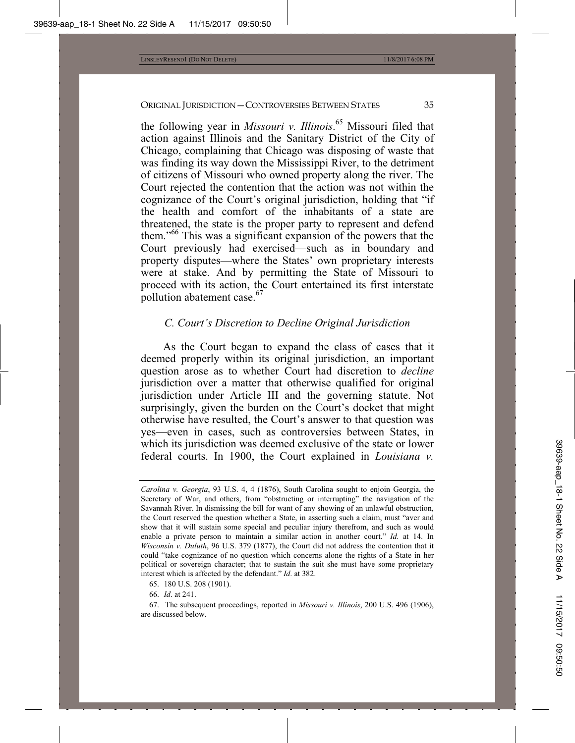the following year in *Missouri v. Illinois*.[65] Missouri filed that action against Illinois and the Sanitary District of the City of Chicago, complaining that Chicago was disposing of waste that was finding its way down the Mississippi River, to the detriment of citizens of Missouri who owned property along the river. The Court rejected the contention that the action was not within the cognizance of the Court's original jurisdiction, holding that "if the health and comfort of the inhabitants of a state are threatened, the state is the proper party to represent and defend them."[66] This was a significant expansion of the powers that the Court previously had exercised—such as in boundary and property disputes—where the States' own proprietary interests were at stake. And by permitting the State of Missouri to proceed with its action, the Court entertained its first interstate pollution abatement case.[67]

### *C. Court's Discretion to Decline Original Jurisdiction*

As the Court began to expand the class of cases that it deemed properly within its original jurisdiction, an important question arose as to whether Court had discretion to *decline* jurisdiction over a matter that otherwise qualified for original jurisdiction under Article III and the governing statute. Not surprisingly, given the burden on the Court's docket that might otherwise have resulted, the Court's answer to that question was yes—even in cases, such as controversies between States, in which its jurisdiction was deemed exclusive of the state or lower federal courts. In 1900, the Court explained in *Louisiana v.*

---

*Carolina v. Georgia*, 93 U.S. 4, 4 (1876), South Carolina sought to enjoin Georgia, the Secretary of War, and others, from "obstructing or interrupting" the navigation of the Savannah River. In dismissing the bill for want of any showing of an unlawful obstruction, the Court reserved the question whether a State, in asserting such a claim, must "aver and show that it will sustain some special and peculiar injury therefrom, and such as would enable a private person to maintain a similar action in another court." *Id.* at 14. In *Wisconsin v. Duluth*, 96 U.S. 379 (1877), the Court did not address the contention that it could "take cognizance of no question which concerns alone the rights of a State in her political or sovereign character; that to sustain the suit she must have some proprietary interest which is affected by the defendant." *Id*. at 382.

65. 180 U.S. 208 (1901).

66. *Id*. at 241.

67. The subsequent proceedings, reported in *Missouri v. Illinois*, 200 U.S. 496 (1906), are discussed below.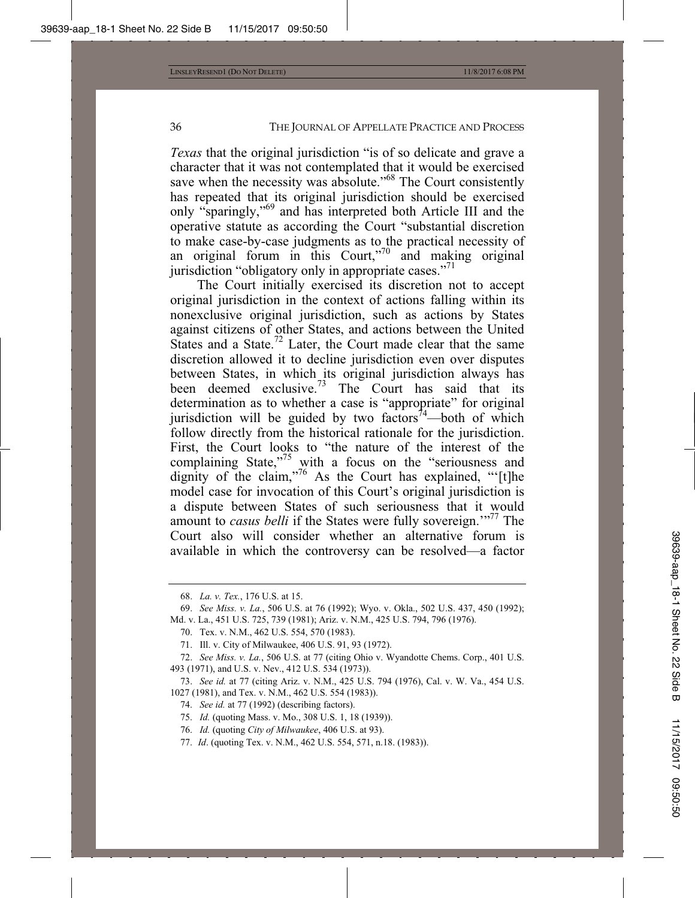*Texas* that the original jurisdiction "is of so delicate and grave a character that it was not contemplated that it would be exercised save when the necessity was absolute."[68] The Court consistently has repeated that its original jurisdiction should be exercised only "sparingly,"[69] and has interpreted both Article III and the operative statute as according the Court "substantial discretion to make case-by-case judgments as to the practical necessity of an original forum in this Court,"[70] and making original jurisdiction "obligatory only in appropriate cases."[71]

The Court initially exercised its discretion not to accept original jurisdiction in the context of actions falling within its nonexclusive original jurisdiction, such as actions by States against citizens of other States, and actions between the United States and a State.[72] Later, the Court made clear that the same discretion allowed it to decline jurisdiction even over disputes between States, in which its original jurisdiction always has been deemed exclusive.[73] The Court has said that its determination as to whether a case is "appropriate" for original jurisdiction will be guided by two factors[74]—both of which follow directly from the historical rationale for the jurisdiction. First, the Court looks to "the nature of the interest of the complaining State,"[75] with a focus on the "seriousness and dignity of the claim,"[76] As the Court has explained, "'[t]he model case for invocation of this Court's original jurisdiction is a dispute between States of such seriousness that it would amount to *casus belli* if the States were fully sovereign.'"[77] The Court also will consider whether an alternative forum is available in which the controversy can be resolved—a factor

---

68. *La. v. Tex.*, 176 U.S. at 15.

69. *See Miss. v. La.*, 506 U.S. at 76 (1992); Wyo. v. Okla., 502 U.S. 437, 450 (1992); Md. v. La., 451 U.S. 725, 739 (1981); Ariz. v. N.M., 425 U.S. 794, 796 (1976).

70. Tex. v. N.M., 462 U.S. 554, 570 (1983).

71. Ill. v. City of Milwaukee, 406 U.S. 91, 93 (1972).

72. *See Miss. v. La.*, 506 U.S. at 77 (citing Ohio v. Wyandotte Chems. Corp., 401 U.S. 493 (1971), and U.S. v. Nev., 412 U.S. 534 (1973)).

73. *See id.* at 77 (citing Ariz. v. N.M., 425 U.S. 794 (1976), Cal. v. W. Va., 454 U.S. 1027 (1981), and Tex. v. N.M., 462 U.S. 554 (1983)).

74. *See id.* at 77 (1992) (describing factors).

75. *Id.* (quoting Mass. v. Mo., 308 U.S. 1, 18 (1939)).

76. *Id.* (quoting *City of Milwaukee*, 406 U.S. at 93).

77. *Id*. (quoting Tex. v. N.M., 462 U.S. 554, 571, n.18. (1983)).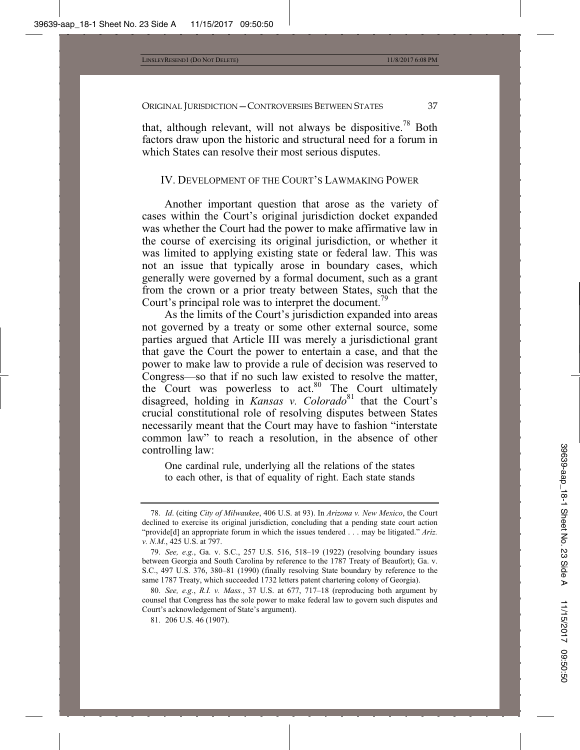that, although relevant, will not always be dispositive.[78] Both factors draw upon the historic and structural need for a forum in which States can resolve their most serious disputes.

## IV. Development of the Court's Lawmaking Power

Another important question that arose as the variety of cases within the Court's original jurisdiction docket expanded was whether the Court had the power to make affirmative law in the course of exercising its original jurisdiction, or whether it was limited to applying existing state or federal law. This was not an issue that typically arose in boundary cases, which generally were governed by a formal document, such as a grant from the crown or a prior treaty between States, such that the Court's principal role was to interpret the document.[79]

As the limits of the Court's jurisdiction expanded into areas not governed by a treaty or some other external source, some parties argued that Article III was merely a jurisdictional grant that gave the Court the power to entertain a case, and that the power to make law to provide a rule of decision was reserved to Congress—so that if no such law existed to resolve the matter, the Court was powerless to act.[80] The Court ultimately disagreed, holding in *Kansas v. Colorado*[81] that the Court's crucial constitutional role of resolving disputes between States necessarily meant that the Court may have to fashion "interstate common law" to reach a resolution, in the absence of other controlling law:

> One cardinal rule, underlying all the relations of the states to each other, is that of equality of right. Each state stands

---

78. *Id*. (citing *City of Milwaukee*, 406 U.S. at 93). In *Arizona v. New Mexico*, the Court declined to exercise its original jurisdiction, concluding that a pending state court action "provide[d] an appropriate forum in which the issues tendered . . . may be litigated." *Ariz. v. N.M.*, 425 U.S. at 797.

79. *See, e.g.*, Ga. v. S.C., 257 U.S. 516, 518–19 (1922) (resolving boundary issues between Georgia and South Carolina by reference to the 1787 Treaty of Beaufort); Ga. v. S.C., 497 U.S. 376, 380–81 (1990) (finally resolving State boundary by reference to the same 1787 Treaty, which succeeded 1732 letters patent chartering colony of Georgia).

80. *See, e.g.*, *R.I. v. Mass.*, 37 U.S. at 677, 717–18 (reproducing both argument by counsel that Congress has the sole power to make federal law to govern such disputes and Court's acknowledgement of State's argument).

81. 206 U.S. 46 (1907).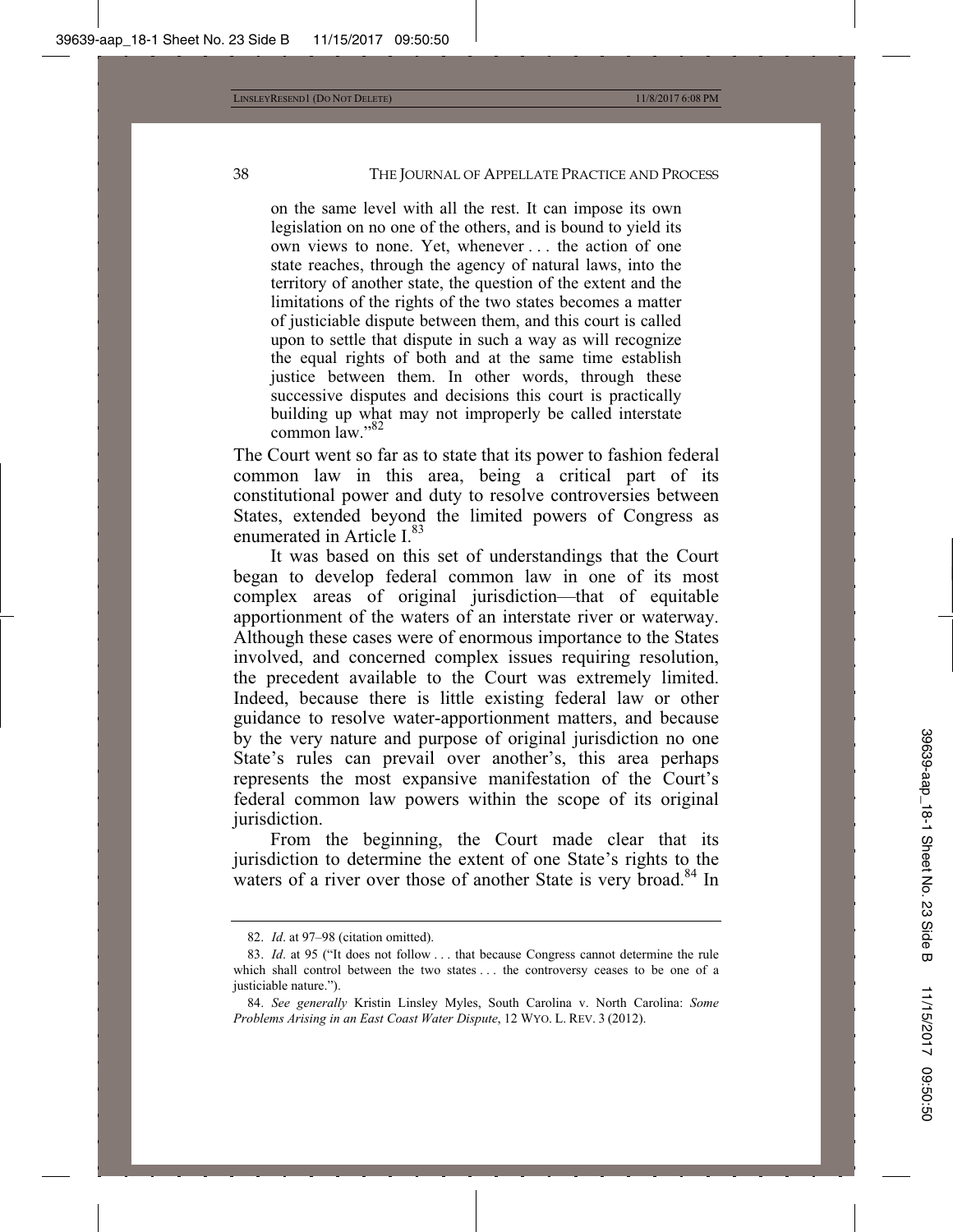> on the same level with all the rest. It can impose its own legislation on no one of the others, and is bound to yield its own views to none. Yet, whenever . . . the action of one state reaches, through the agency of natural laws, into the territory of another state, the question of the extent and the limitations of the rights of the two states becomes a matter of justiciable dispute between them, and this court is called upon to settle that dispute in such a way as will recognize the equal rights of both and at the same time establish justice between them. In other words, through these successive disputes and decisions this court is practically building up what may not improperly be called interstate common law."[82]

The Court went so far as to state that its power to fashion federal common law in this area, being a critical part of its constitutional power and duty to resolve controversies between States, extended beyond the limited powers of Congress as enumerated in Article I.[83]

It was based on this set of understandings that the Court began to develop federal common law in one of its most complex areas of original jurisdiction—that of equitable apportionment of the waters of an interstate river or waterway. Although these cases were of enormous importance to the States involved, and concerned complex issues requiring resolution, the precedent available to the Court was extremely limited. Indeed, because there is little existing federal law or other guidance to resolve water-apportionment matters, and because by the very nature and purpose of original jurisdiction no one State's rules can prevail over another's, this area perhaps represents the most expansive manifestation of the Court's federal common law powers within the scope of its original jurisdiction.

From the beginning, the Court made clear that its jurisdiction to determine the extent of one State's rights to the waters of a river over those of another State is very broad.[84] In

---

82. *Id*. at 97–98 (citation omitted).

83. *Id*. at 95 ("It does not follow . . . that because Congress cannot determine the rule which shall control between the two states . . . the controversy ceases to be one of a justiciable nature.").

84. *See generally* Kristin Linsley Myles, South Carolina v. North Carolina: *Some Problems Arising in an East Coast Water Dispute*, 12 WYO. L. REV. 3 (2012).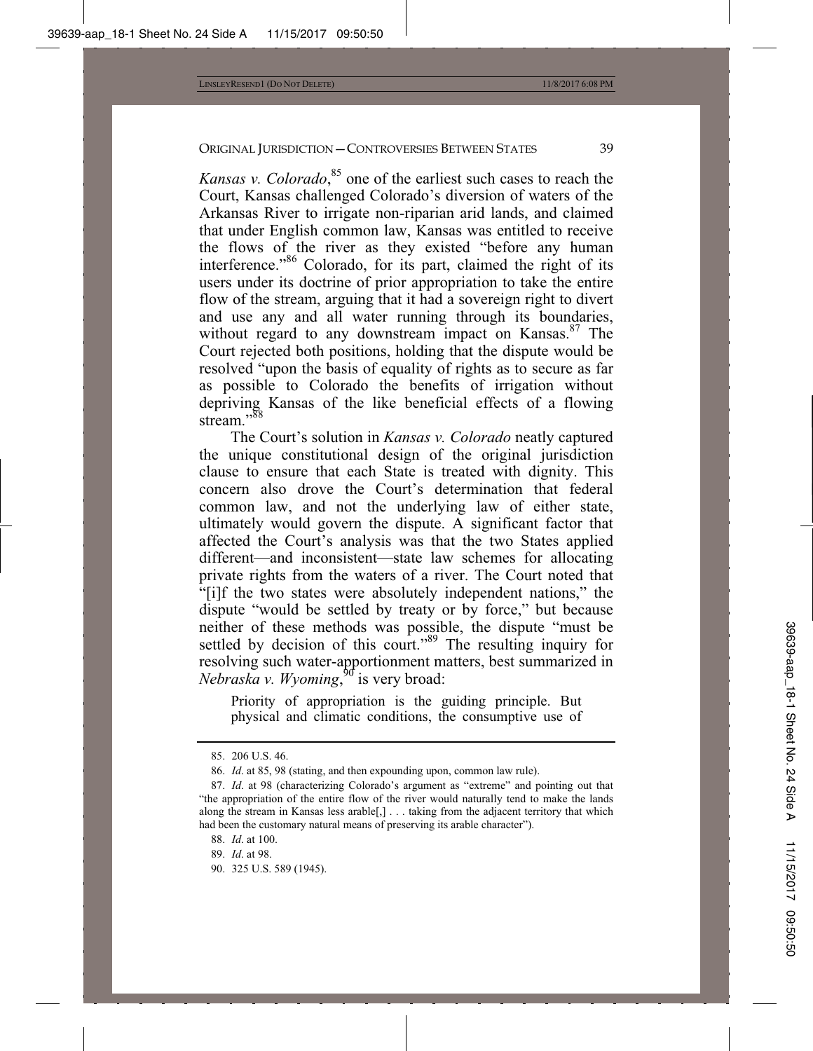*Kansas v. Colorado*,[85] one of the earliest such cases to reach the Court, Kansas challenged Colorado's diversion of waters of the Arkansas River to irrigate non-riparian arid lands, and claimed that under English common law, Kansas was entitled to receive the flows of the river as they existed "before any human interference."[86] Colorado, for its part, claimed the right of its users under its doctrine of prior appropriation to take the entire flow of the stream, arguing that it had a sovereign right to divert and use any and all water running through its boundaries, without regard to any downstream impact on Kansas.[87] The Court rejected both positions, holding that the dispute would be resolved "upon the basis of equality of rights as to secure as far as possible to Colorado the benefits of irrigation without depriving Kansas of the like beneficial effects of a flowing stream."[88]

The Court's solution in *Kansas v. Colorado* neatly captured the unique constitutional design of the original jurisdiction clause to ensure that each State is treated with dignity. This concern also drove the Court's determination that federal common law, and not the underlying law of either state, ultimately would govern the dispute. A significant factor that affected the Court's analysis was that the two States applied different—and inconsistent—state law schemes for allocating private rights from the waters of a river. The Court noted that "[i]f the two states were absolutely independent nations," the dispute "would be settled by treaty or by force," but because neither of these methods was possible, the dispute "must be settled by decision of this court."[89] The resulting inquiry for resolving such water-apportionment matters, best summarized in *Nebraska v. Wyoming*,[90] is very broad:

> Priority of appropriation is the guiding principle. But physical and climatic conditions, the consumptive use of

---

85. 206 U.S. 46.

86. *Id*. at 85, 98 (stating, and then expounding upon, common law rule).

87. *Id*. at 98 (characterizing Colorado's argument as "extreme" and pointing out that "the appropriation of the entire flow of the river would naturally tend to make the lands along the stream in Kansas less arable[,] . . . taking from the adjacent territory that which had been the customary natural means of preserving its arable character").

88. *Id*. at 100.

89. *Id*. at 98.

90. 325 U.S. 589 (1945).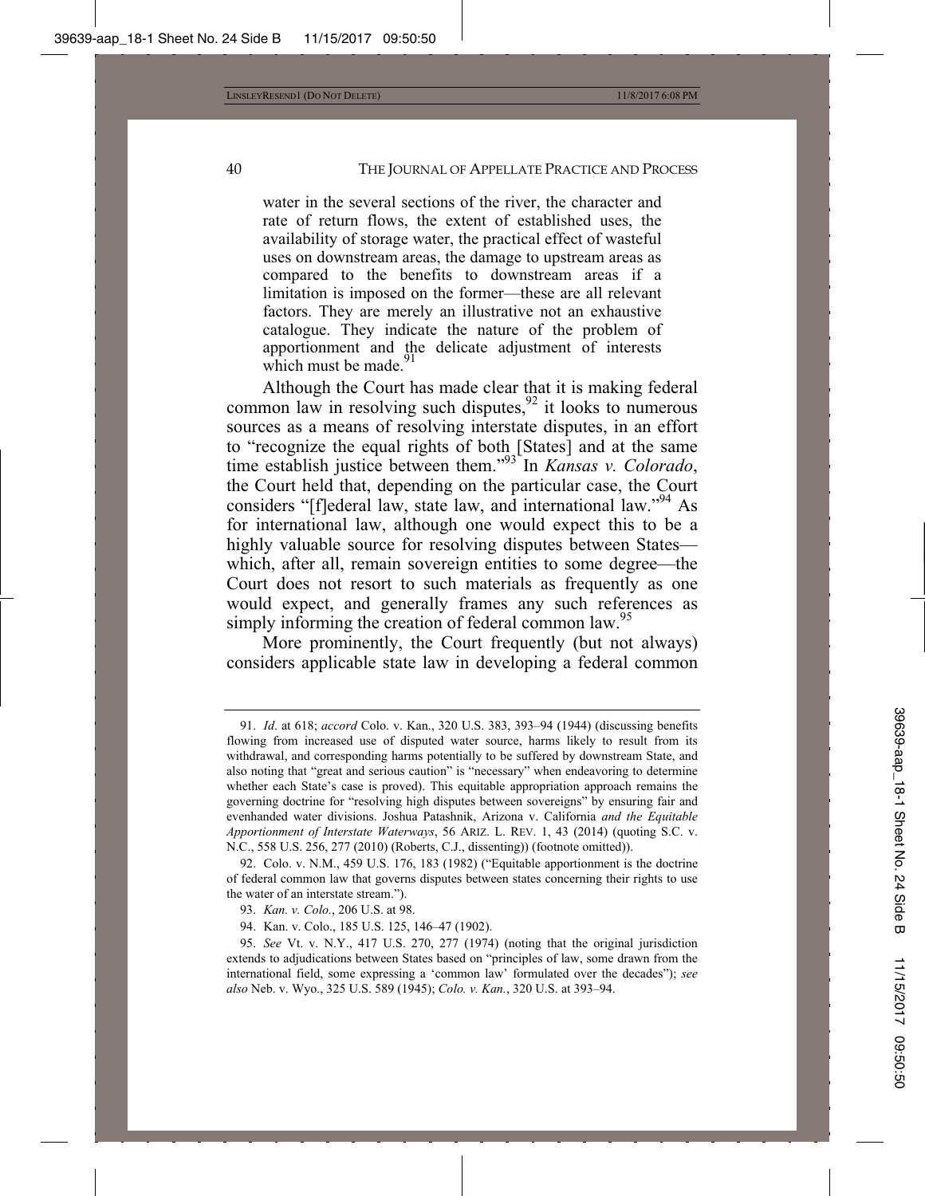> water in the several sections of the river, the character and rate of return flows, the extent of established uses, the availability of storage water, the practical effect of wasteful uses on downstream areas, the damage to upstream areas as compared to the benefits to downstream areas if a limitation is imposed on the former—these are all relevant factors. They are merely an illustrative not an exhaustive catalogue. They indicate the nature of the problem of apportionment and the delicate adjustment of interests which must be made.[91]

Although the Court has made clear that it is making federal common law in resolving such disputes,[92] it looks to numerous sources as a means of resolving interstate disputes, in an effort to "recognize the equal rights of both [States] and at the same time establish justice between them."[93] In *Kansas v. Colorado*, the Court held that, depending on the particular case, the Court considers "[f]ederal law, state law, and international law."[94] As for international law, although one would expect this to be a highly valuable source for resolving disputes between States—which, after all, remain sovereign entities to some degree—the Court does not resort to such materials as frequently as one would expect, and generally frames any such references as simply informing the creation of federal common law.[95]

More prominently, the Court frequently (but not always) considers applicable state law in developing a federal common

---

91. *Id*. at 618; *accord* Colo. v. Kan., 320 U.S. 383, 393–94 (1944) (discussing benefits flowing from increased use of disputed water source, harms likely to result from its withdrawal, and corresponding harms potentially to be suffered by downstream State, and also noting that "great and serious caution" is "necessary" when endeavoring to determine whether each State's case is proved). This equitable appropriation approach remains the governing doctrine for "resolving high disputes between sovereigns" by ensuring fair and evenhanded water divisions. Joshua Patashnik, Arizona v. California *and the Equitable Apportionment of Interstate Waterways*, 56 ARIZ. L. REV. 1, 43 (2014) (quoting S.C. v. N.C., 558 U.S. 256, 277 (2010) (Roberts, C.J., dissenting)) (footnote omitted)).

92. Colo. v. N.M., 459 U.S. 176, 183 (1982) ("Equitable apportionment is the doctrine of federal common law that governs disputes between states concerning their rights to use the water of an interstate stream.").

93. *Kan. v. Colo.*, 206 U.S. at 98.

94. Kan. v. Colo., 185 U.S. 125, 146–47 (1902).

95. *See* Vt. v. N.Y., 417 U.S. 270, 277 (1974) (noting that the original jurisdiction extends to adjudications between States based on "principles of law, some drawn from the international field, some expressing a 'common law' formulated over the decades"); *see also* Neb. v. Wyo., 325 U.S. 589 (1945); *Colo. v. Kan.*, 320 U.S. at 393–94.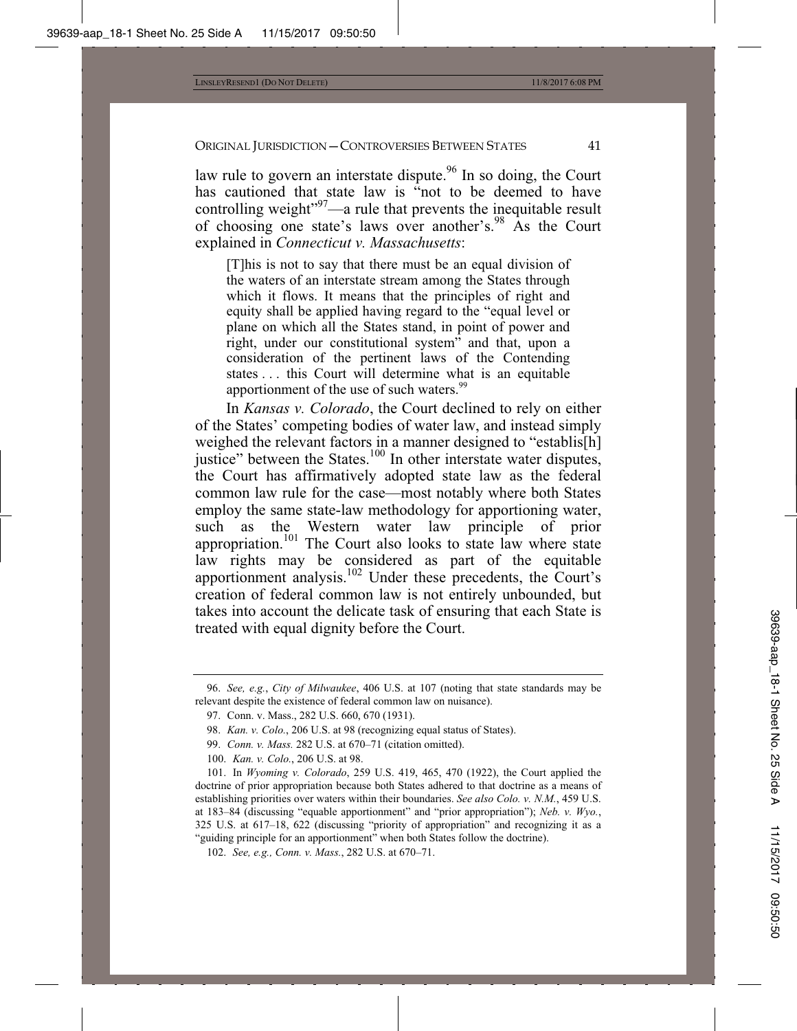law rule to govern an interstate dispute.[96] In so doing, the Court has cautioned that state law is "not to be deemed to have controlling weight"[97]—a rule that prevents the inequitable result of choosing one state's laws over another's.[98] As the Court explained in *Connecticut v. Massachusetts*:

> [T]his is not to say that there must be an equal division of the waters of an interstate stream among the States through which it flows. It means that the principles of right and equity shall be applied having regard to the "equal level or plane on which all the States stand, in point of power and right, under our constitutional system" and that, upon a consideration of the pertinent laws of the Contending states . . . this Court will determine what is an equitable apportionment of the use of such waters.[99]

In *Kansas v. Colorado*, the Court declined to rely on either of the States' competing bodies of water law, and instead simply weighed the relevant factors in a manner designed to "establis[h] justice" between the States.[100] In other interstate water disputes, the Court has affirmatively adopted state law as the federal common law rule for the case—most notably where both States employ the same state-law methodology for apportioning water, such as the Western water law principle of prior appropriation.[101] The Court also looks to state law where state law rights may be considered as part of the equitable apportionment analysis.[102] Under these precedents, the Court's creation of federal common law is not entirely unbounded, but takes into account the delicate task of ensuring that each State is treated with equal dignity before the Court.

---

96. *See, e.g.*, *City of Milwaukee*, 406 U.S. at 107 (noting that state standards may be relevant despite the existence of federal common law on nuisance).

97. Conn. v. Mass., 282 U.S. 660, 670 (1931).

98. *Kan. v. Colo.*, 206 U.S. at 98 (recognizing equal status of States).

99. *Conn. v. Mass.* 282 U.S. at 670–71 (citation omitted).

100. *Kan. v. Colo.*, 206 U.S. at 98.

101. In *Wyoming v. Colorado*, 259 U.S. 419, 465, 470 (1922), the Court applied the doctrine of prior appropriation because both States adhered to that doctrine as a means of establishing priorities over waters within their boundaries. *See also Colo. v. N.M.*, 459 U.S. at 183–84 (discussing "equable apportionment" and "prior appropriation"); *Neb. v. Wyo.*, 325 U.S. at 617–18, 622 (discussing "priority of appropriation" and recognizing it as a "guiding principle for an apportionment" when both States follow the doctrine).

102. *See, e.g., Conn. v. Mass.*, 282 U.S. at 670–71.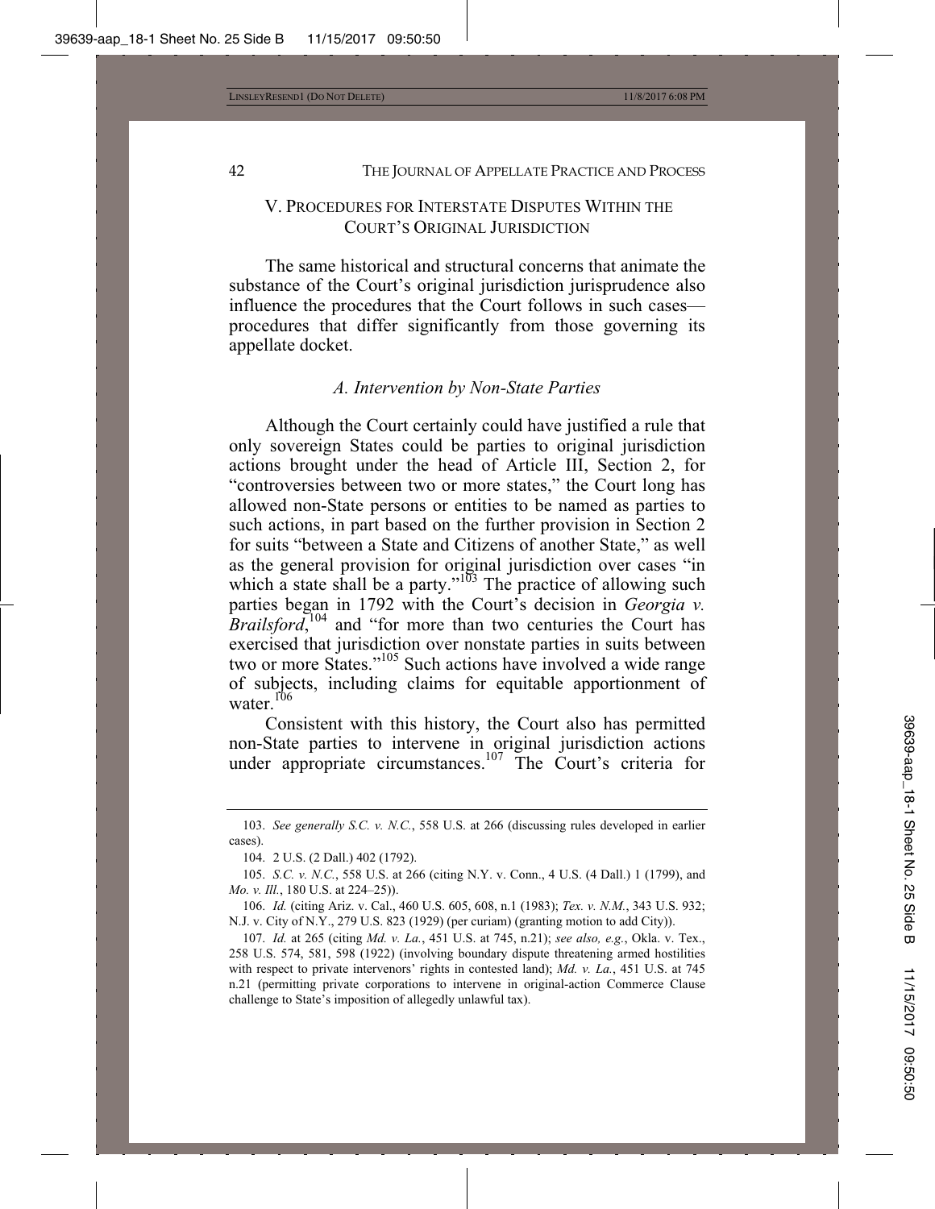## V. PROCEDURES FOR INTERSTATE DISPUTES WITHIN THE COURT'S ORIGINAL JURISDICTION

The same historical and structural concerns that animate the substance of the Court's original jurisdiction jurisprudence also influence the procedures that the Court follows in such cases—procedures that differ significantly from those governing its appellate docket.

### *A. Intervention by Non-State Parties*

Although the Court certainly could have justified a rule that only sovereign States could be parties to original jurisdiction actions brought under the head of Article III, Section 2, for "controversies between two or more states," the Court long has allowed non-State persons or entities to be named as parties to such actions, in part based on the further provision in Section 2 for suits "between a State and Citizens of another State," as well as the general provision for original jurisdiction over cases "in which a state shall be a party."[103] The practice of allowing such parties began in 1792 with the Court's decision in *Georgia v. Brailsford*,[104] and "for more than two centuries the Court has exercised that jurisdiction over nonstate parties in suits between two or more States."[105] Such actions have involved a wide range of subjects, including claims for equitable apportionment of water.[106]

Consistent with this history, the Court also has permitted non-State parties to intervene in original jurisdiction actions under appropriate circumstances.[107] The Court's criteria for

---

103. *See generally S.C. v. N.C.*, 558 U.S. at 266 (discussing rules developed in earlier cases).

104. 2 U.S. (2 Dall.) 402 (1792).

105. *S.C. v. N.C.*, 558 U.S. at 266 (citing N.Y. v. Conn., 4 U.S. (4 Dall.) 1 (1799), and *Mo. v. Ill.*, 180 U.S. at 224–25)).

106. *Id.* (citing Ariz. v. Cal., 460 U.S. 605, 608, n.1 (1983); *Tex. v. N.M.*, 343 U.S. 932; N.J. v. City of N.Y., 279 U.S. 823 (1929) (per curiam) (granting motion to add City)).

107. *Id.* at 265 (citing *Md. v. La.*, 451 U.S. at 745, n.21); *see also, e.g.*, Okla. v. Tex., 258 U.S. 574, 581, 598 (1922) (involving boundary dispute threatening armed hostilities with respect to private intervenors' rights in contested land); *Md. v. La.*, 451 U.S. at 745 n.21 (permitting private corporations to intervene in original-action Commerce Clause challenge to State's imposition of allegedly unlawful tax).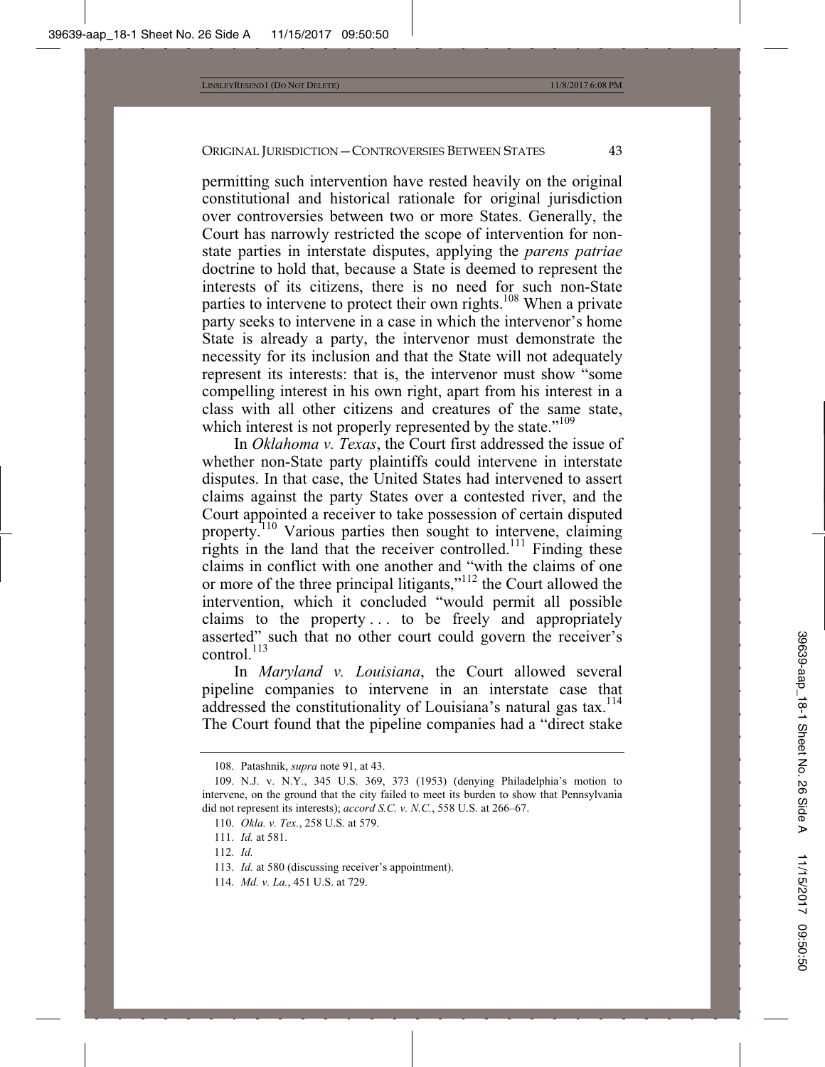permitting such intervention have rested heavily on the original constitutional and historical rationale for original jurisdiction over controversies between two or more States. Generally, the Court has narrowly restricted the scope of intervention for non-state parties in interstate disputes, applying the *parens patriae* doctrine to hold that, because a State is deemed to represent the interests of its citizens, there is no need for such non-State parties to intervene to protect their own rights.[108] When a private party seeks to intervene in a case in which the intervenor's home State is already a party, the intervenor must demonstrate the necessity for its inclusion and that the State will not adequately represent its interests: that is, the intervenor must show "some compelling interest in his own right, apart from his interest in a class with all other citizens and creatures of the same state, which interest is not properly represented by the state."[109]

In *Oklahoma v. Texas*, the Court first addressed the issue of whether non-State party plaintiffs could intervene in interstate disputes. In that case, the United States had intervened to assert claims against the party States over a contested river, and the Court appointed a receiver to take possession of certain disputed property.[110] Various parties then sought to intervene, claiming rights in the land that the receiver controlled.[111] Finding these claims in conflict with one another and "with the claims of one or more of the three principal litigants,"[112] the Court allowed the intervention, which it concluded "would permit all possible claims to the property . . . to be freely and appropriately asserted" such that no other court could govern the receiver's control.[113]

In *Maryland v. Louisiana*, the Court allowed several pipeline companies to intervene in an interstate case that addressed the constitutionality of Louisiana's natural gas tax.[114] The Court found that the pipeline companies had a "direct stake

---

108. Patashnik, *supra* note 91, at 43.

109. N.J. v. N.Y., 345 U.S. 369, 373 (1953) (denying Philadelphia's motion to intervene, on the ground that the city failed to meet its burden to show that Pennsylvania did not represent its interests); *accord S.C. v. N.C.*, 558 U.S. at 266–67.

110. *Okla. v. Tex.*, 258 U.S. at 579.

111. *Id.* at 581.

112. *Id.*

113. *Id.* at 580 (discussing receiver's appointment).

114. *Md. v. La.*, 451 U.S. at 729.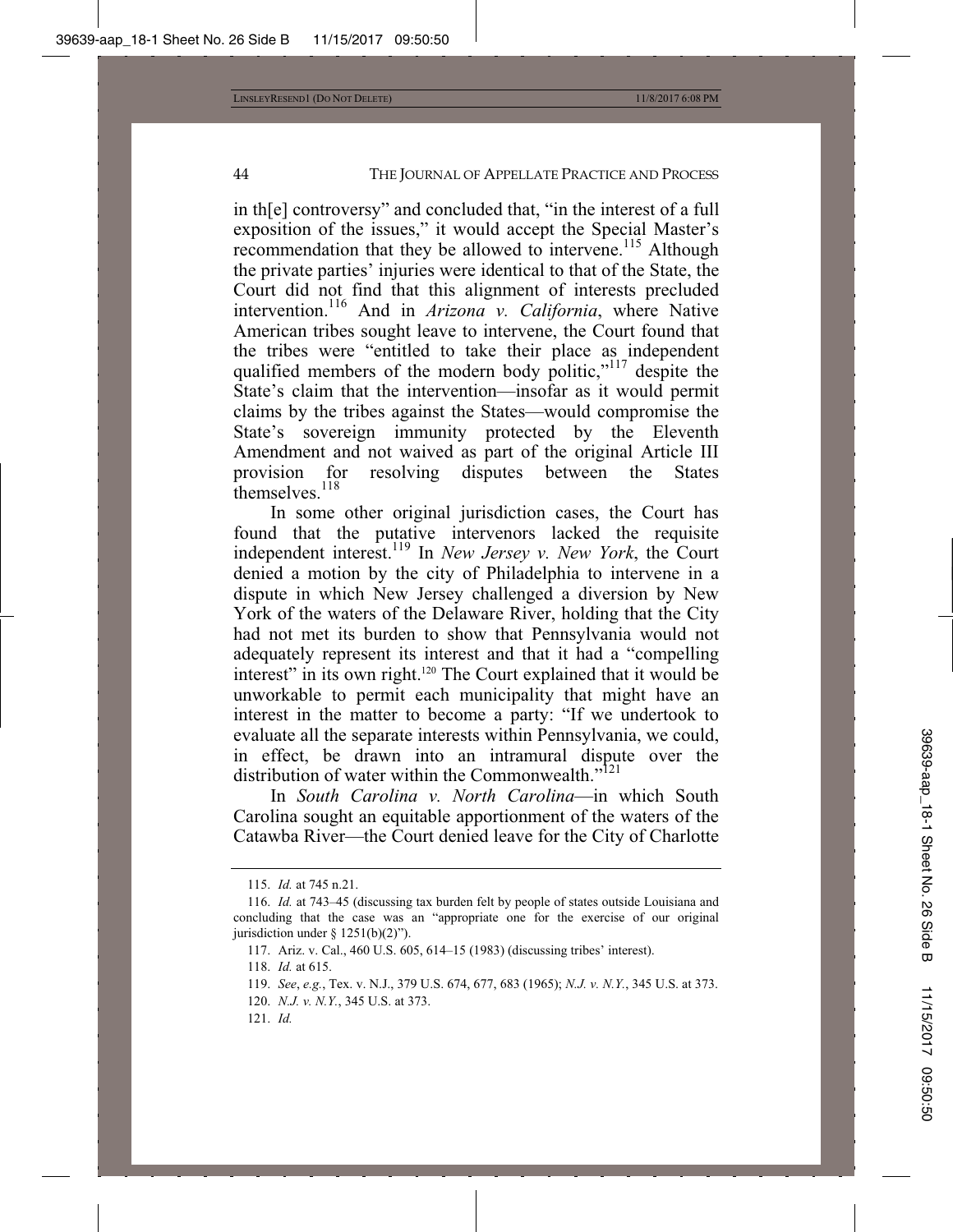in th[e] controversy" and concluded that, "in the interest of a full exposition of the issues," it would accept the Special Master's recommendation that they be allowed to intervene.[115] Although the private parties' injuries were identical to that of the State, the Court did not find that this alignment of interests precluded intervention.[116] And in *Arizona v. California*, where Native American tribes sought leave to intervene, the Court found that the tribes were "entitled to take their place as independent qualified members of the modern body politic,"[117] despite the State's claim that the intervention—insofar as it would permit claims by the tribes against the States—would compromise the State's sovereign immunity protected by the Eleventh Amendment and not waived as part of the original Article III provision for resolving disputes between the States themselves.[118]

In some other original jurisdiction cases, the Court has found that the putative intervenors lacked the requisite independent interest.[119] In *New Jersey v. New York*, the Court denied a motion by the city of Philadelphia to intervene in a dispute in which New Jersey challenged a diversion by New York of the waters of the Delaware River, holding that the City had not met its burden to show that Pennsylvania would not adequately represent its interest and that it had a "compelling interest" in its own right.[120] The Court explained that it would be unworkable to permit each municipality that might have an interest in the matter to become a party: "If we undertook to evaluate all the separate interests within Pennsylvania, we could, in effect, be drawn into an intramural dispute over the distribution of water within the Commonwealth."[121]

In *South Carolina v. North Carolina*—in which South Carolina sought an equitable apportionment of the waters of the Catawba River—the Court denied leave for the City of Charlotte

---

115. *Id.* at 745 n.21.

116. *Id.* at 743–45 (discussing tax burden felt by people of states outside Louisiana and concluding that the case was an "appropriate one for the exercise of our original jurisdiction under § 1251(b)(2)").

117. Ariz. v. Cal., 460 U.S. 605, 614–15 (1983) (discussing tribes' interest).

118. *Id.* at 615.

119. *See*, *e.g.*, Tex. v. N.J., 379 U.S. 674, 677, 683 (1965); *N.J. v. N.Y.*, 345 U.S. at 373.

120. *N.J. v. N.Y.*, 345 U.S. at 373.

121. *Id.*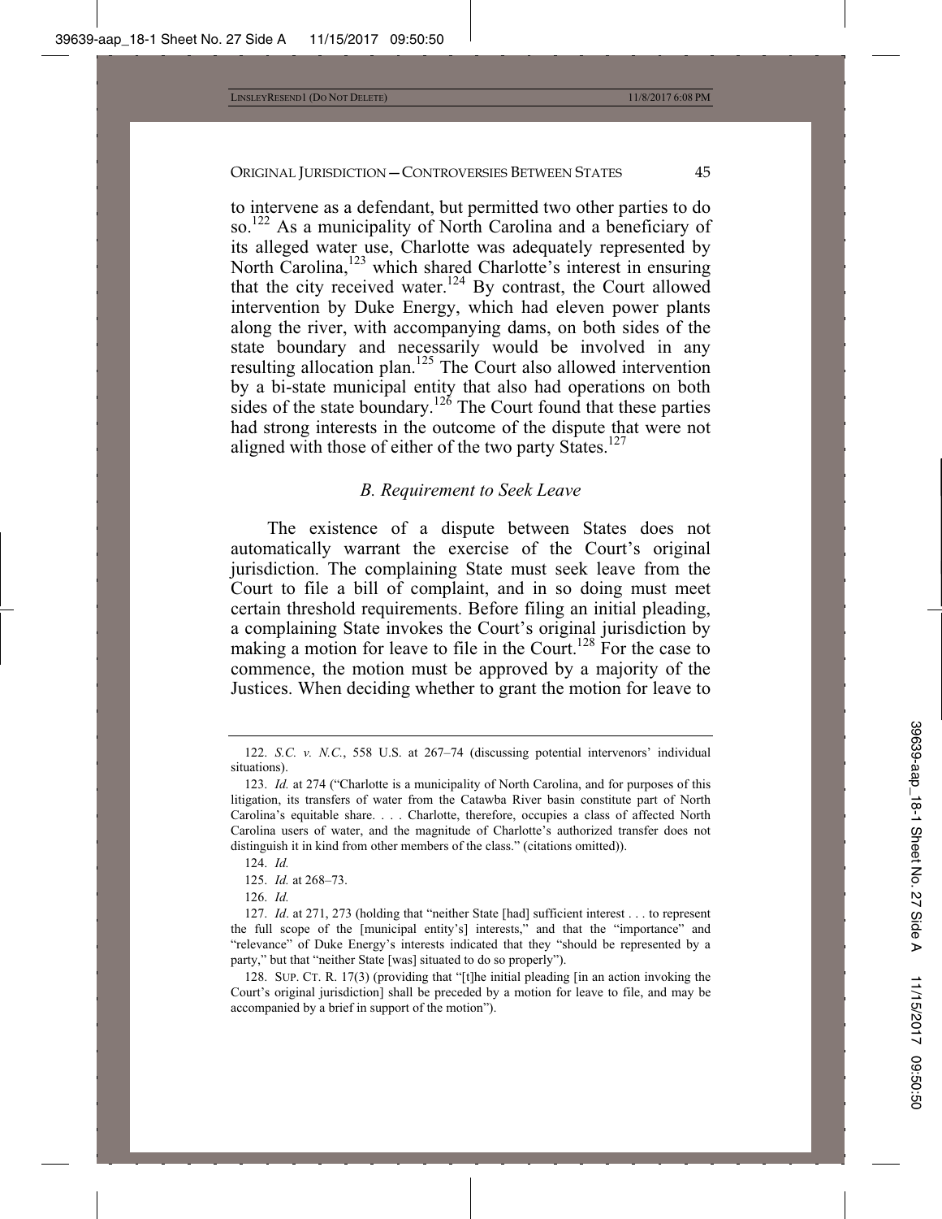to intervene as a defendant, but permitted two other parties to do so.[122] As a municipality of North Carolina and a beneficiary of its alleged water use, Charlotte was adequately represented by North Carolina,[123] which shared Charlotte's interest in ensuring that the city received water.[124] By contrast, the Court allowed intervention by Duke Energy, which had eleven power plants along the river, with accompanying dams, on both sides of the state boundary and necessarily would be involved in any resulting allocation plan.[125] The Court also allowed intervention by a bi-state municipal entity that also had operations on both sides of the state boundary.[126] The Court found that these parties had strong interests in the outcome of the dispute that were not aligned with those of either of the two party States.[127]

### *B. Requirement to Seek Leave*

The existence of a dispute between States does not automatically warrant the exercise of the Court's original jurisdiction. The complaining State must seek leave from the Court to file a bill of complaint, and in so doing must meet certain threshold requirements. Before filing an initial pleading, a complaining State invokes the Court's original jurisdiction by making a motion for leave to file in the Court.[128] For the case to commence, the motion must be approved by a majority of the Justices. When deciding whether to grant the motion for leave to

---

122. *S.C. v. N.C.*, 558 U.S. at 267–74 (discussing potential intervenors' individual situations).

123. *Id.* at 274 ("Charlotte is a municipality of North Carolina, and for purposes of this litigation, its transfers of water from the Catawba River basin constitute part of North Carolina's equitable share. . . . Charlotte, therefore, occupies a class of affected North Carolina users of water, and the magnitude of Charlotte's authorized transfer does not distinguish it in kind from other members of the class." (citations omitted)).

124. *Id.*

125. *Id.* at 268–73.

126. *Id.*

127. *Id*. at 271, 273 (holding that "neither State [had] sufficient interest . . . to represent the full scope of the [municipal entity's] interests," and that the "importance" and "relevance" of Duke Energy's interests indicated that they "should be represented by a party," but that "neither State [was] situated to do so properly").

128. SUP. CT. R. 17(3) (providing that "[t]he initial pleading [in an action invoking the Court's original jurisdiction] shall be preceded by a motion for leave to file, and may be accompanied by a brief in support of the motion").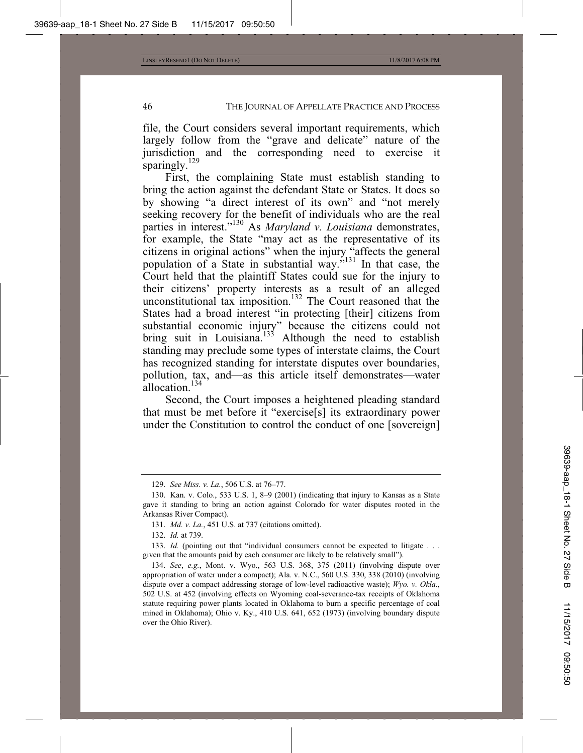file, the Court considers several important requirements, which largely follow from the "grave and delicate" nature of the jurisdiction and the corresponding need to exercise it sparingly.[129]

First, the complaining State must establish standing to bring the action against the defendant State or States. It does so by showing "a direct interest of its own" and "not merely seeking recovery for the benefit of individuals who are the real parties in interest."[130] As *Maryland v. Louisiana* demonstrates, for example, the State "may act as the representative of its citizens in original actions" when the injury "affects the general population of a State in substantial way."[131] In that case, the Court held that the plaintiff States could sue for the injury to their citizens' property interests as a result of an alleged unconstitutional tax imposition.[132] The Court reasoned that the States had a broad interest "in protecting [their] citizens from substantial economic injury" because the citizens could not bring suit in Louisiana.[133] Although the need to establish standing may preclude some types of interstate claims, the Court has recognized standing for interstate disputes over boundaries, pollution, tax, and—as this article itself demonstrates—water allocation.[134]

Second, the Court imposes a heightened pleading standard that must be met before it "exercise[s] its extraordinary power under the Constitution to control the conduct of one [sovereign]

---

129. *See Miss. v. La.*, 506 U.S. at 76–77.

130. Kan. v. Colo., 533 U.S. 1, 8–9 (2001) (indicating that injury to Kansas as a State gave it standing to bring an action against Colorado for water disputes rooted in the Arkansas River Compact).

131. *Md. v. La.*, 451 U.S. at 737 (citations omitted).

132. *Id.* at 739.

133. *Id.* (pointing out that "individual consumers cannot be expected to litigate . . . given that the amounts paid by each consumer are likely to be relatively small").

134. *See*, *e.g.*, Mont. v. Wyo., 563 U.S. 368, 375 (2011) (involving dispute over appropriation of water under a compact); Ala. v. N.C., 560 U.S. 330, 338 (2010) (involving dispute over a compact addressing storage of low-level radioactive waste); *Wyo. v. Okla.*, 502 U.S. at 452 (involving effects on Wyoming coal-severance-tax receipts of Oklahoma statute requiring power plants located in Oklahoma to burn a specific percentage of coal mined in Oklahoma); Ohio v. Ky., 410 U.S. 641, 652 (1973) (involving boundary dispute over the Ohio River).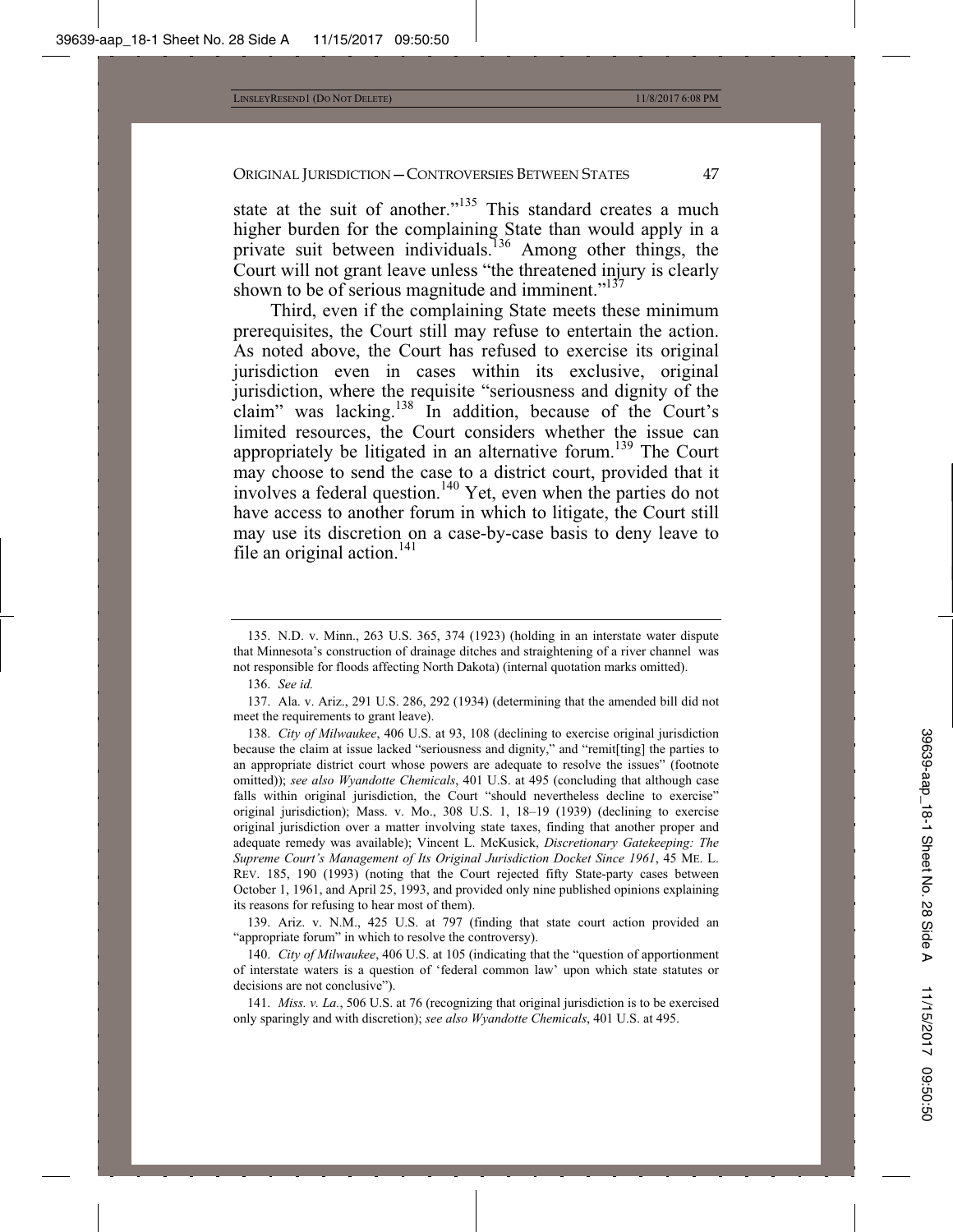state at the suit of another."[135] This standard creates a much higher burden for the complaining State than would apply in a private suit between individuals.[136] Among other things, the Court will not grant leave unless "the threatened injury is clearly shown to be of serious magnitude and imminent."[137]

Third, even if the complaining State meets these minimum prerequisites, the Court still may refuse to entertain the action. As noted above, the Court has refused to exercise its original jurisdiction even in cases within its exclusive, original jurisdiction, where the requisite "seriousness and dignity of the claim" was lacking.[138] In addition, because of the Court's limited resources, the Court considers whether the issue can appropriately be litigated in an alternative forum.[139] The Court may choose to send the case to a district court, provided that it involves a federal question.[140] Yet, even when the parties do not have access to another forum in which to litigate, the Court still may use its discretion on a case-by-case basis to deny leave to file an original action.[141]

---

135. N.D. v. Minn., 263 U.S. 365, 374 (1923) (holding in an interstate water dispute that Minnesota's construction of drainage ditches and straightening of a river channel was not responsible for floods affecting North Dakota) (internal quotation marks omitted).

136. *See id.*

137. Ala. v. Ariz., 291 U.S. 286, 292 (1934) (determining that the amended bill did not meet the requirements to grant leave).

138. *City of Milwaukee*, 406 U.S. at 93, 108 (declining to exercise original jurisdiction because the claim at issue lacked "seriousness and dignity," and "remit[ting] the parties to an appropriate district court whose powers are adequate to resolve the issues" (footnote omitted)); *see also Wyandotte Chemicals*, 401 U.S. at 495 (concluding that although case falls within original jurisdiction, the Court "should nevertheless decline to exercise" original jurisdiction); Mass. v. Mo., 308 U.S. 1, 18–19 (1939) (declining to exercise original jurisdiction over a matter involving state taxes, finding that another proper and adequate remedy was available); Vincent L. McKusick, *Discretionary Gatekeeping: The Supreme Court's Management of Its Original Jurisdiction Docket Since 1961*, 45 ME. L. REV. 185, 190 (1993) (noting that the Court rejected fifty State-party cases between October 1, 1961, and April 25, 1993, and provided only nine published opinions explaining its reasons for refusing to hear most of them).

139. Ariz. v. N.M., 425 U.S. at 797 (finding that state court action provided an "appropriate forum" in which to resolve the controversy).

140. *City of Milwaukee*, 406 U.S. at 105 (indicating that the "question of apportionment of interstate waters is a question of 'federal common law' upon which state statutes or decisions are not conclusive").

141. *Miss. v. La.*, 506 U.S. at 76 (recognizing that original jurisdiction is to be exercised only sparingly and with discretion); *see also Wyandotte Chemicals*, 401 U.S. at 495.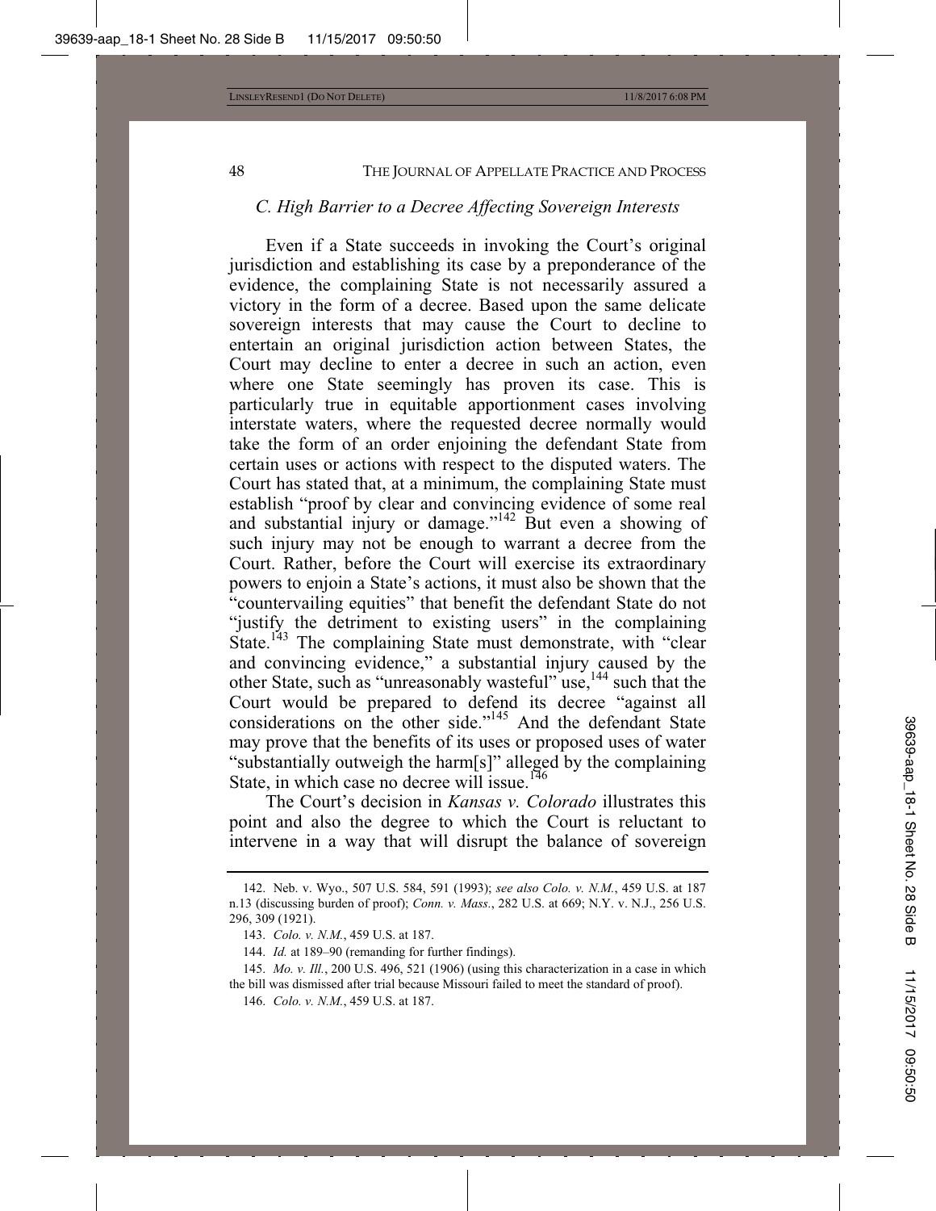### *C. High Barrier to a Decree Affecting Sovereign Interests*

Even if a State succeeds in invoking the Court's original jurisdiction and establishing its case by a preponderance of the evidence, the complaining State is not necessarily assured a victory in the form of a decree. Based upon the same delicate sovereign interests that may cause the Court to decline to entertain an original jurisdiction action between States, the Court may decline to enter a decree in such an action, even where one State seemingly has proven its case. This is particularly true in equitable apportionment cases involving interstate waters, where the requested decree normally would take the form of an order enjoining the defendant State from certain uses or actions with respect to the disputed waters. The Court has stated that, at a minimum, the complaining State must establish "proof by clear and convincing evidence of some real and substantial injury or damage."[142] But even a showing of such injury may not be enough to warrant a decree from the Court. Rather, before the Court will exercise its extraordinary powers to enjoin a State's actions, it must also be shown that the "countervailing equities" that benefit the defendant State do not "justify the detriment to existing users" in the complaining State.[143] The complaining State must demonstrate, with "clear and convincing evidence," a substantial injury caused by the other State, such as "unreasonably wasteful" use,[144] such that the Court would be prepared to defend its decree "against all considerations on the other side."[145] And the defendant State may prove that the benefits of its uses or proposed uses of water "substantially outweigh the harm[s]" alleged by the complaining State, in which case no decree will issue.[146]

The Court's decision in *Kansas v. Colorado* illustrates this point and also the degree to which the Court is reluctant to intervene in a way that will disrupt the balance of sovereign

---

142. Neb. v. Wyo., 507 U.S. 584, 591 (1993); *see also Colo. v. N.M.*, 459 U.S. at 187 n.13 (discussing burden of proof); *Conn. v. Mass.*, 282 U.S. at 669; N.Y. v. N.J., 256 U.S. 296, 309 (1921).

143. *Colo. v. N.M.*, 459 U.S. at 187.

144. *Id.* at 189–90 (remanding for further findings).

145. *Mo. v. Ill.*, 200 U.S. 496, 521 (1906) (using this characterization in a case in which the bill was dismissed after trial because Missouri failed to meet the standard of proof).

146. *Colo. v. N.M.*, 459 U.S. at 187.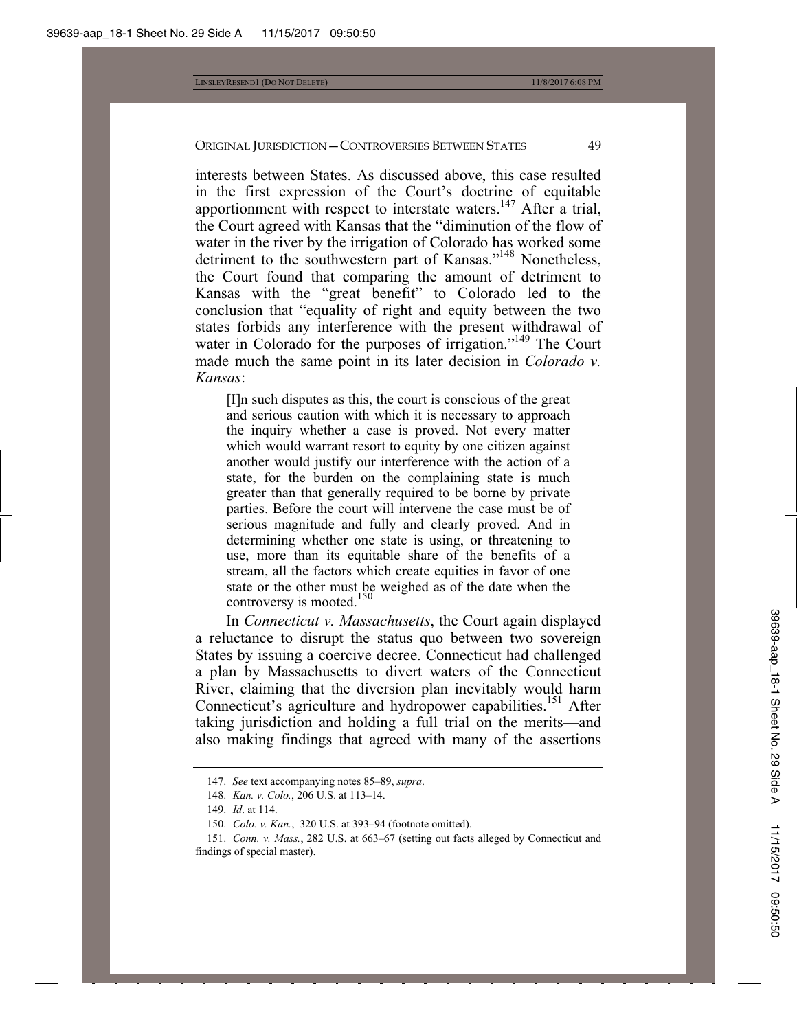interests between States. As discussed above, this case resulted in the first expression of the Court's doctrine of equitable apportionment with respect to interstate waters.[147] After a trial, the Court agreed with Kansas that the "diminution of the flow of water in the river by the irrigation of Colorado has worked some detriment to the southwestern part of Kansas."[148] Nonetheless, the Court found that comparing the amount of detriment to Kansas with the "great benefit" to Colorado led to the conclusion that "equality of right and equity between the two states forbids any interference with the present withdrawal of water in Colorado for the purposes of irrigation."[149] The Court made much the same point in its later decision in *Colorado v. Kansas*:

> [I]n such disputes as this, the court is conscious of the great and serious caution with which it is necessary to approach the inquiry whether a case is proved. Not every matter which would warrant resort to equity by one citizen against another would justify our interference with the action of a state, for the burden on the complaining state is much greater than that generally required to be borne by private parties. Before the court will intervene the case must be of serious magnitude and fully and clearly proved. And in determining whether one state is using, or threatening to use, more than its equitable share of the benefits of a stream, all the factors which create equities in favor of one state or the other must be weighed as of the date when the controversy is mooted.[150]

In *Connecticut v. Massachusetts*, the Court again displayed a reluctance to disrupt the status quo between two sovereign States by issuing a coercive decree. Connecticut had challenged a plan by Massachusetts to divert waters of the Connecticut River, claiming that the diversion plan inevitably would harm Connecticut's agriculture and hydropower capabilities.[151] After taking jurisdiction and holding a full trial on the merits—and also making findings that agreed with many of the assertions

---

147. *See* text accompanying notes 85–89, *supra*.

148. *Kan. v. Colo.*, 206 U.S. at 113–14.

149. *Id*. at 114.

150. *Colo. v. Kan.*, 320 U.S. at 393–94 (footnote omitted).

151. *Conn. v. Mass.*, 282 U.S. at 663–67 (setting out facts alleged by Connecticut and findings of special master).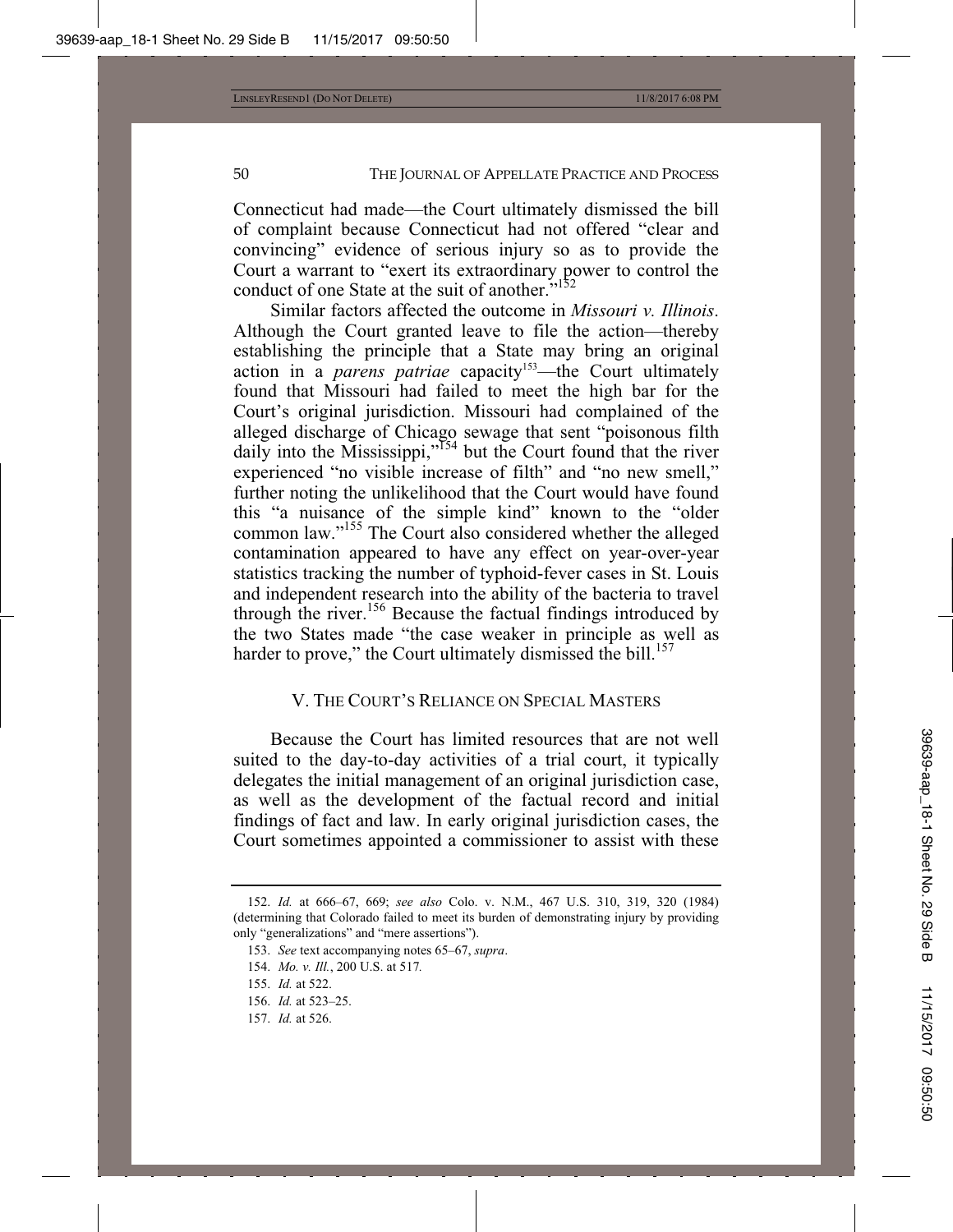Connecticut had made—the Court ultimately dismissed the bill of complaint because Connecticut had not offered "clear and convincing" evidence of serious injury so as to provide the Court a warrant to "exert its extraordinary power to control the conduct of one State at the suit of another."[152]

Similar factors affected the outcome in *Missouri v. Illinois*. Although the Court granted leave to file the action—thereby establishing the principle that a State may bring an original action in a *parens patriae* capacity[153]—the Court ultimately found that Missouri had failed to meet the high bar for the Court's original jurisdiction. Missouri had complained of the alleged discharge of Chicago sewage that sent "poisonous filth daily into the Mississippi,"[154] but the Court found that the river experienced "no visible increase of filth" and "no new smell," further noting the unlikelihood that the Court would have found this "a nuisance of the simple kind" known to the "older common law."[155] The Court also considered whether the alleged contamination appeared to have any effect on year-over-year statistics tracking the number of typhoid-fever cases in St. Louis and independent research into the ability of the bacteria to travel through the river.[156] Because the factual findings introduced by the two States made "the case weaker in principle as well as harder to prove," the Court ultimately dismissed the bill.[157]

## V. The Court's Reliance on Special Masters

Because the Court has limited resources that are not well suited to the day-to-day activities of a trial court, it typically delegates the initial management of an original jurisdiction case, as well as the development of the factual record and initial findings of fact and law. In early original jurisdiction cases, the Court sometimes appointed a commissioner to assist with these

---

152. *Id.* at 666–67, 669; *see also* Colo. v. N.M., 467 U.S. 310, 319, 320 (1984) (determining that Colorado failed to meet its burden of demonstrating injury by providing only "generalizations" and "mere assertions").

153. *See* text accompanying notes 65–67, *supra*.

154. *Mo. v. Ill.*, 200 U.S. at 517.

155. *Id.* at 522.

156. *Id.* at 523–25.

157. *Id.* at 526.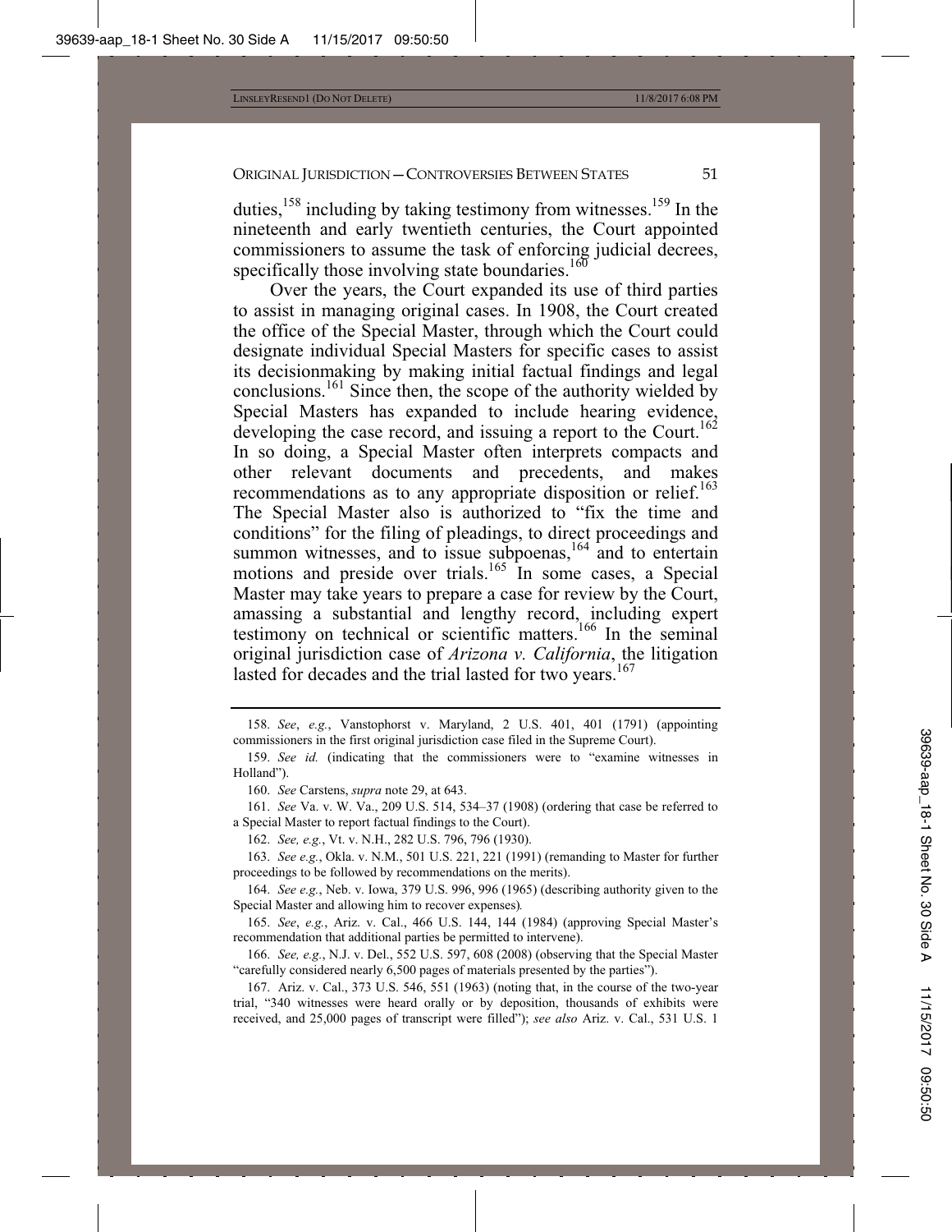duties,[158] including by taking testimony from witnesses.[159] In the nineteenth and early twentieth centuries, the Court appointed commissioners to assume the task of enforcing judicial decrees, specifically those involving state boundaries.[160]

Over the years, the Court expanded its use of third parties to assist in managing original cases. In 1908, the Court created the office of the Special Master, through which the Court could designate individual Special Masters for specific cases to assist its decisionmaking by making initial factual findings and legal conclusions.[161] Since then, the scope of the authority wielded by Special Masters has expanded to include hearing evidence, developing the case record, and issuing a report to the Court.[162] In so doing, a Special Master often interprets compacts and other relevant documents and precedents, and makes recommendations as to any appropriate disposition or relief.[163] The Special Master also is authorized to "fix the time and conditions" for the filing of pleadings, to direct proceedings and summon witnesses, and to issue subpoenas,[164] and to entertain motions and preside over trials.[165] In some cases, a Special Master may take years to prepare a case for review by the Court, amassing a substantial and lengthy record, including expert testimony on technical or scientific matters.[166] In the seminal original jurisdiction case of *Arizona v. California*, the litigation lasted for decades and the trial lasted for two years.[167]

---

158. *See*, *e.g.*, Vanstophorst v. Maryland, 2 U.S. 401, 401 (1791) (appointing commissioners in the first original jurisdiction case filed in the Supreme Court).

159. *See id.* (indicating that the commissioners were to "examine witnesses in Holland").

160. *See* Carstens, *supra* note 29, at 643.

161. *See* Va. v. W. Va., 209 U.S. 514, 534–37 (1908) (ordering that case be referred to a Special Master to report factual findings to the Court).

162. *See, e.g.*, Vt. v. N.H., 282 U.S. 796, 796 (1930).

163. *See e.g.*, Okla. v. N.M., 501 U.S. 221, 221 (1991) (remanding to Master for further proceedings to be followed by recommendations on the merits).

164. *See e.g.*, Neb. v. Iowa, 379 U.S. 996, 996 (1965) (describing authority given to the Special Master and allowing him to recover expenses).

165. *See*, *e.g.*, Ariz. v. Cal., 466 U.S. 144, 144 (1984) (approving Special Master's recommendation that additional parties be permitted to intervene).

166. *See, e.g.*, N.J. v. Del., 552 U.S. 597, 608 (2008) (observing that the Special Master "carefully considered nearly 6,500 pages of materials presented by the parties").

167. Ariz. v. Cal., 373 U.S. 546, 551 (1963) (noting that, in the course of the two-year trial, "340 witnesses were heard orally or by deposition, thousands of exhibits were received, and 25,000 pages of transcript were filled"); *see also* Ariz. v. Cal., 531 U.S. 1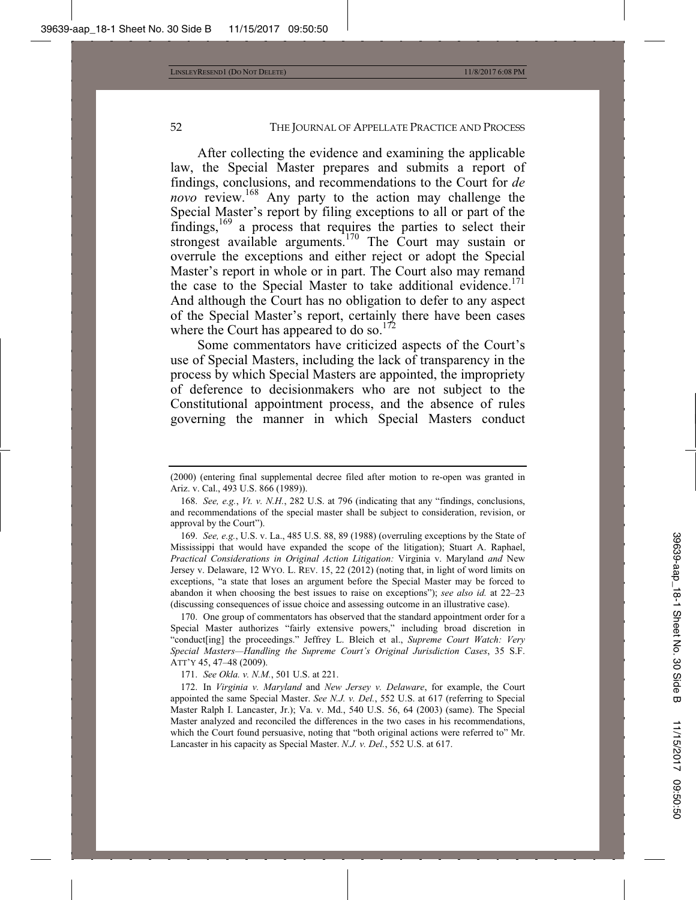After collecting the evidence and examining the applicable law, the Special Master prepares and submits a report of findings, conclusions, and recommendations to the Court for *de novo* review.[168] Any party to the action may challenge the Special Master's report by filing exceptions to all or part of the findings,[169] a process that requires the parties to select their strongest available arguments.[170] The Court may sustain or overrule the exceptions and either reject or adopt the Special Master's report in whole or in part. The Court also may remand the case to the Special Master to take additional evidence.[171] And although the Court has no obligation to defer to any aspect of the Special Master's report, certainly there have been cases where the Court has appeared to do so.[172]

Some commentators have criticized aspects of the Court's use of Special Masters, including the lack of transparency in the process by which Special Masters are appointed, the impropriety of deference to decisionmakers who are not subject to the Constitutional appointment process, and the absence of rules governing the manner in which Special Masters conduct

---

(2000) (entering final supplemental decree filed after motion to re-open was granted in Ariz. v. Cal., 493 U.S. 866 (1989)).

168. *See, e.g.*, *Vt. v. N.H.*, 282 U.S. at 796 (indicating that any "findings, conclusions, and recommendations of the special master shall be subject to consideration, revision, or approval by the Court").

169. *See, e.g.*, U.S. v. La., 485 U.S. 88, 89 (1988) (overruling exceptions by the State of Mississippi that would have expanded the scope of the litigation); Stuart A. Raphael, *Practical Considerations in Original Action Litigation:* Virginia v. Maryland *and* New Jersey v. Delaware, 12 WYO. L. REV. 15, 22 (2012) (noting that, in light of word limits on exceptions, "a state that loses an argument before the Special Master may be forced to abandon it when choosing the best issues to raise on exceptions"); *see also id.* at 22–23 (discussing consequences of issue choice and assessing outcome in an illustrative case).

170. One group of commentators has observed that the standard appointment order for a Special Master authorizes "fairly extensive powers," including broad discretion in "conduct[ing] the proceedings." Jeffrey L. Bleich et al., *Supreme Court Watch: Very Special Masters—Handling the Supreme Court's Original Jurisdiction Cases*, 35 S.F. ATT'Y 45, 47–48 (2009).

171. *See Okla. v. N.M.*, 501 U.S. at 221.

172. In *Virginia v. Maryland* and *New Jersey v. Delaware*, for example, the Court appointed the same Special Master. *See N.J. v. Del.*, 552 U.S. at 617 (referring to Special Master Ralph I. Lancaster, Jr.); Va. v. Md., 540 U.S. 56, 64 (2003) (same). The Special Master analyzed and reconciled the differences in the two cases in his recommendations, which the Court found persuasive, noting that "both original actions were referred to" Mr. Lancaster in his capacity as Special Master. *N.J. v. Del.*, 552 U.S. at 617.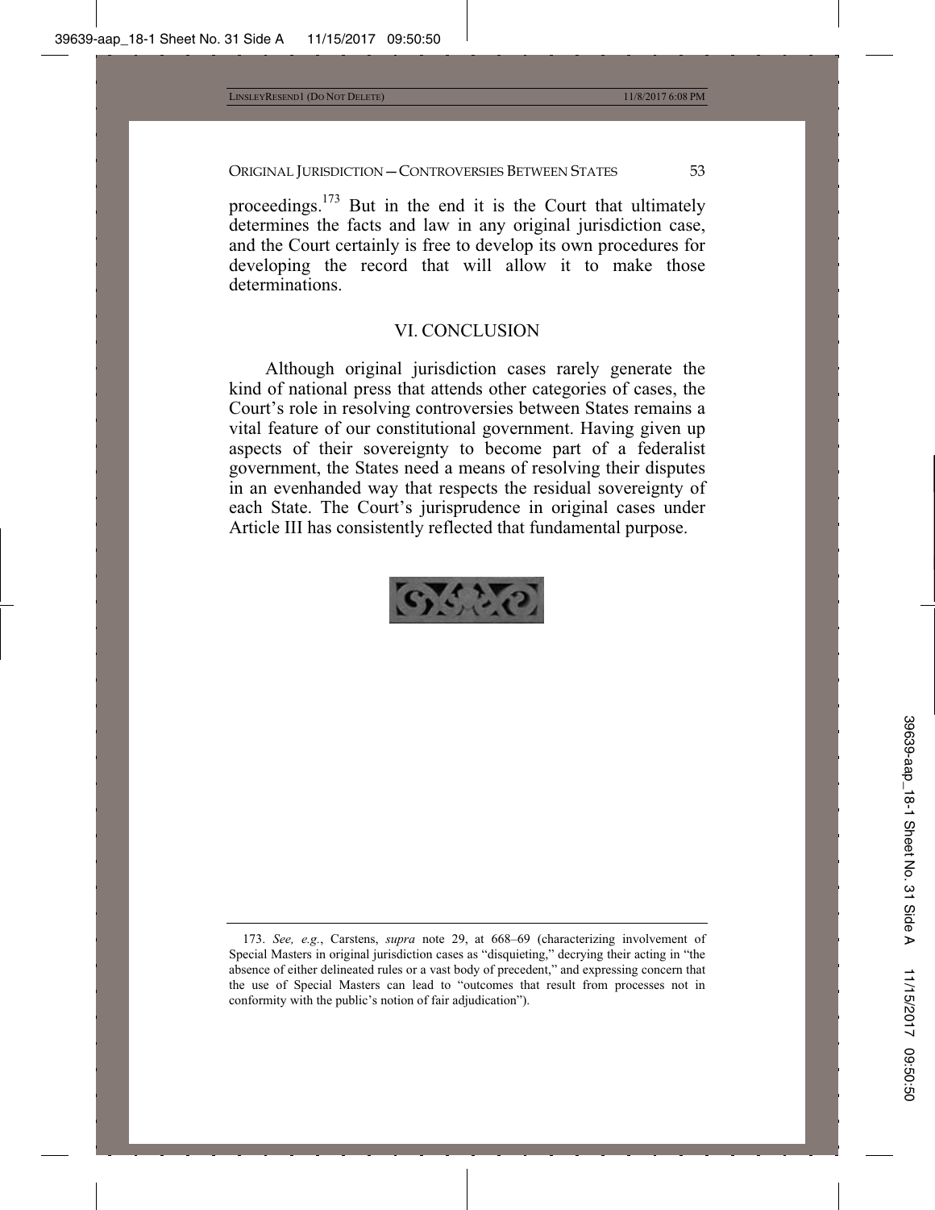proceedings.[173] But in the end it is the Court that ultimately determines the facts and law in any original jurisdiction case, and the Court certainly is free to develop its own procedures for developing the record that will allow it to make those determinations.

## VI. CONCLUSION

Although original jurisdiction cases rarely generate the kind of national press that attends other categories of cases, the Court's role in resolving controversies between States remains a vital feature of our constitutional government. Having given up aspects of their sovereignty to become part of a federalist government, the States need a means of resolving their disputes in an evenhanded way that respects the residual sovereignty of each State. The Court's jurisprudence in original cases under Article III has consistently reflected that fundamental purpose.

---

173. *See, e.g.*, Carstens, *supra* note 29, at 668–69 (characterizing involvement of Special Masters in original jurisdiction cases as "disquieting," decrying their acting in "the absence of either delineated rules or a vast body of precedent," and expressing concern that the use of Special Masters can lead to "outcomes that result from processes not in conformity with the public's notion of fair adjudication").